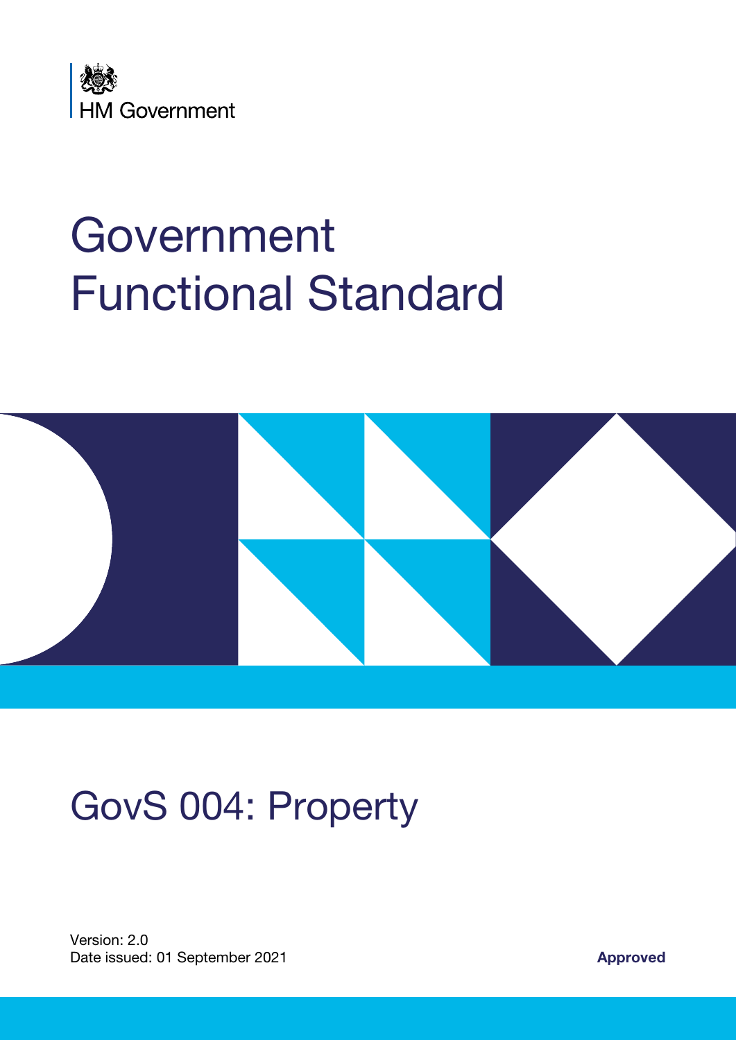HM Government

# Government Functional Standard

# GovS 004: Property

Version: 2.0
Date issued: 01 September 2021

**Approved**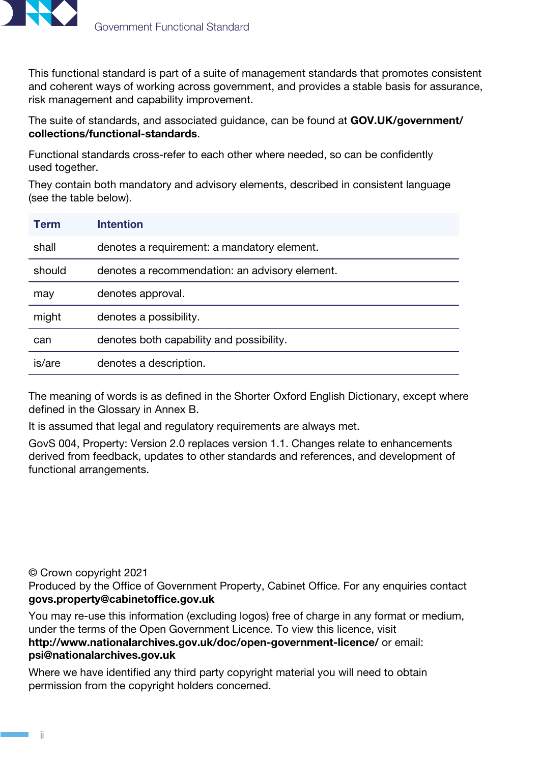This functional standard is part of a suite of management standards that promotes consistent and coherent ways of working across government, and provides a stable basis for assurance, risk management and capability improvement.

The suite of standards, and associated guidance, can be found at **GOV.UK/government/collections/functional-standards**.

Functional standards cross-refer to each other where needed, so can be confidently used together.

They contain both mandatory and advisory elements, described in consistent language (see the table below).

| Term | Intention |
|---|---|
| shall | denotes a requirement: a mandatory element. |
| should | denotes a recommendation: an advisory element. |
| may | denotes approval. |
| might | denotes a possibility. |
| can | denotes both capability and possibility. |
| is/are | denotes a description. |

The meaning of words is as defined in the Shorter Oxford English Dictionary, except where defined in the Glossary in Annex B.

It is assumed that legal and regulatory requirements are always met.

GovS 004, Property: Version 2.0 replaces version 1.1. Changes relate to enhancements derived from feedback, updates to other standards and references, and development of functional arrangements.

© Crown copyright 2021
Produced by the Office of Government Property, Cabinet Office. For any enquiries contact **govs.property@cabinetoffice.gov.uk**

You may re-use this information (excluding logos) free of charge in any format or medium, under the terms of the Open Government Licence. To view this licence, visit **http://www.nationalarchives.gov.uk/doc/open-government-licence/** or email: **psi@nationalarchives.gov.uk**

Where we have identified any third party copyright material you will need to obtain permission from the copyright holders concerned.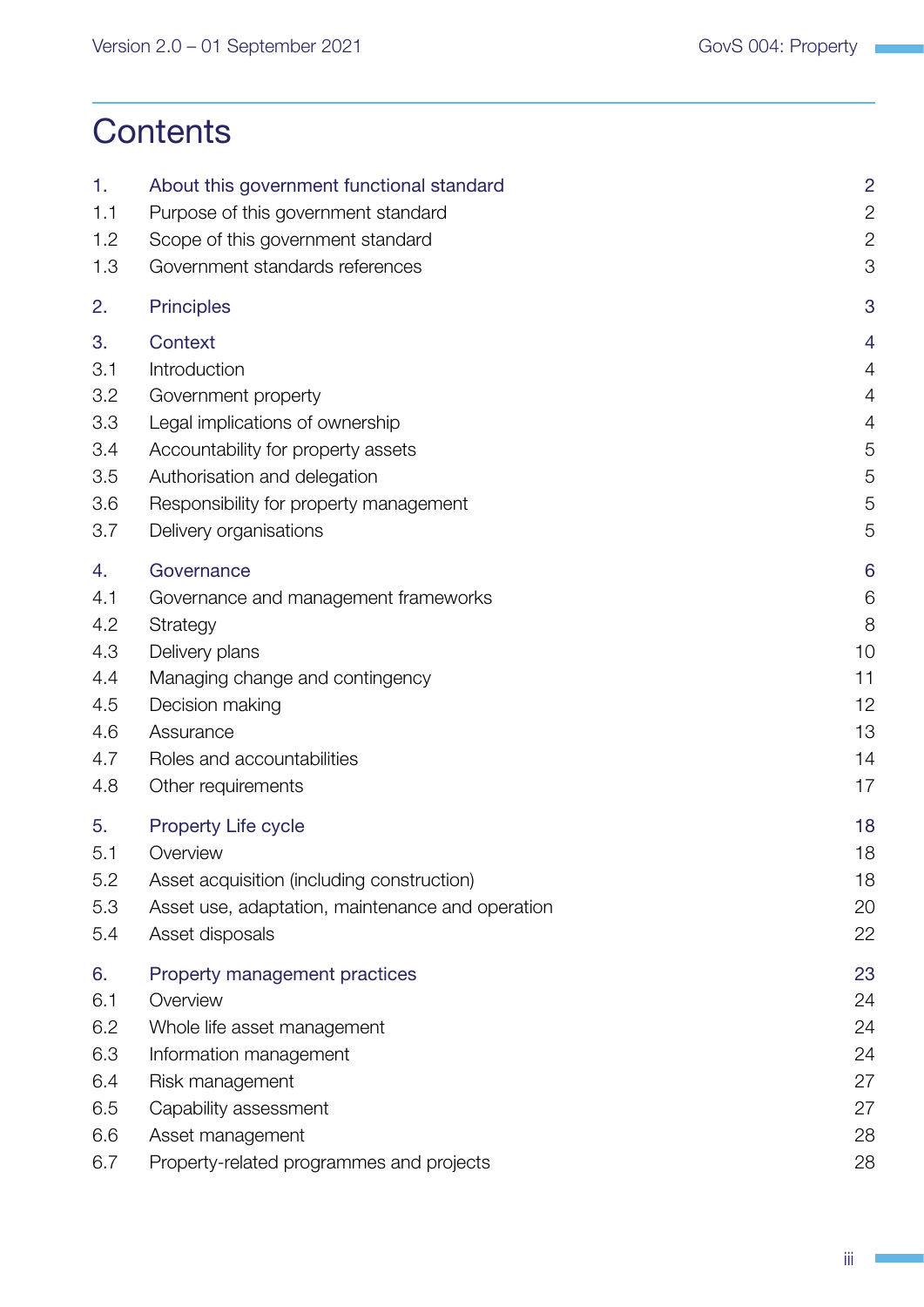# Contents

| | | |
|---|---|---|
| 1. | About this government functional standard | 2 |
| 1.1 | Purpose of this government standard | 2 |
| 1.2 | Scope of this government standard | 2 |
| 1.3 | Government standards references | 3 |
| 2. | Principles | 3 |
| 3. | Context | 4 |
| 3.1 | Introduction | 4 |
| 3.2 | Government property | 4 |
| 3.3 | Legal implications of ownership | 4 |
| 3.4 | Accountability for property assets | 5 |
| 3.5 | Authorisation and delegation | 5 |
| 3.6 | Responsibility for property management | 5 |
| 3.7 | Delivery organisations | 5 |
| 4. | Governance | 6 |
| 4.1 | Governance and management frameworks | 6 |
| 4.2 | Strategy | 8 |
| 4.3 | Delivery plans | 10 |
| 4.4 | Managing change and contingency | 11 |
| 4.5 | Decision making | 12 |
| 4.6 | Assurance | 13 |
| 4.7 | Roles and accountabilities | 14 |
| 4.8 | Other requirements | 17 |
| 5. | Property Life cycle | 18 |
| 5.1 | Overview | 18 |
| 5.2 | Asset acquisition (including construction) | 18 |
| 5.3 | Asset use, adaptation, maintenance and operation | 20 |
| 5.4 | Asset disposals | 22 |
| 6. | Property management practices | 23 |
| 6.1 | Overview | 24 |
| 6.2 | Whole life asset management | 24 |
| 6.3 | Information management | 24 |
| 6.4 | Risk management | 27 |
| 6.5 | Capability assessment | 27 |
| 6.6 | Asset management | 28 |
| 6.7 | Property-related programmes and projects | 28 |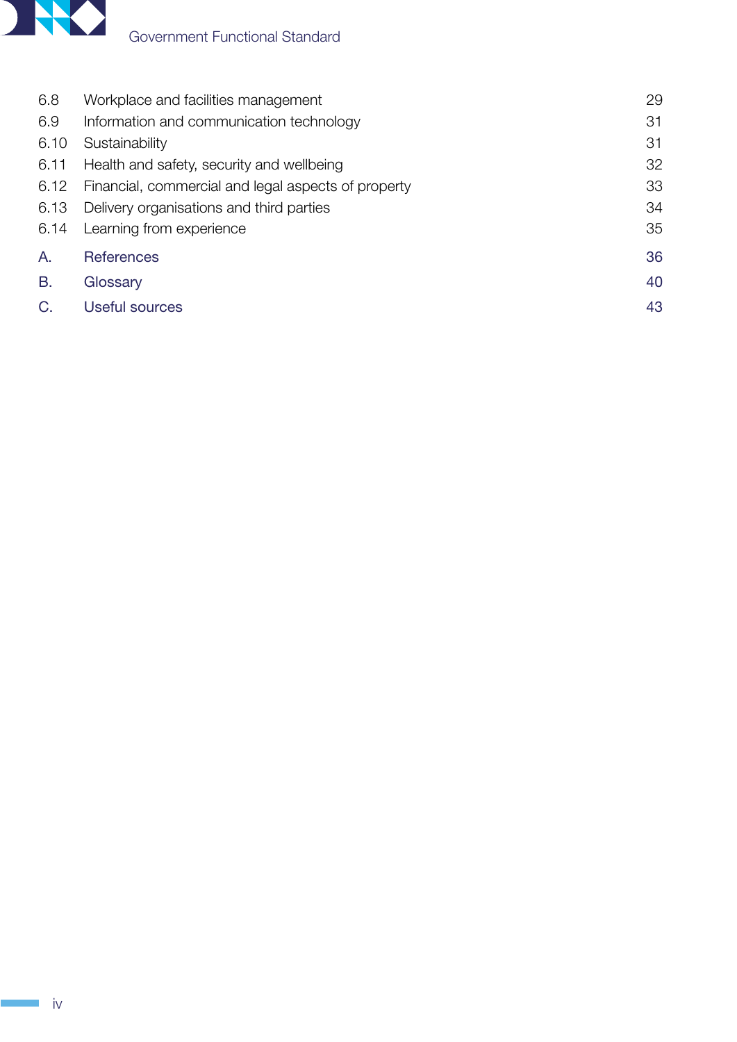| | | |
|---|---|---|
| 6.8 | Workplace and facilities management | 29 |
| 6.9 | Information and communication technology | 31 |
| 6.10 | Sustainability | 31 |
| 6.11 | Health and safety, security and wellbeing | 32 |
| 6.12 | Financial, commercial and legal aspects of property | 33 |
| 6.13 | Delivery organisations and third parties | 34 |
| 6.14 | Learning from experience | 35 |
| A. | References | 36 |
| B. | Glossary | 40 |
| C. | Useful sources | 43 |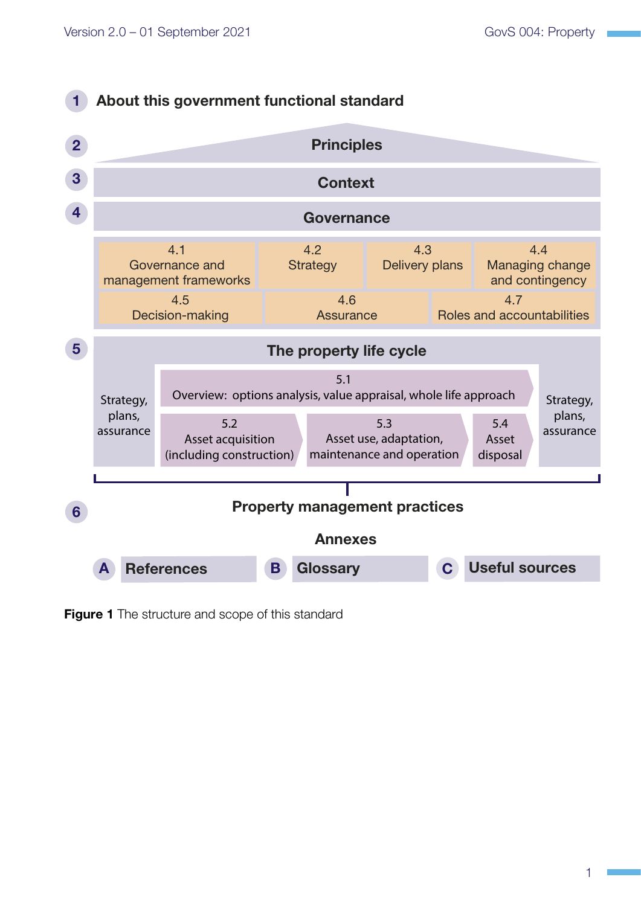1 About this government functional standard

2 Principles

3 Context

4 Governance

| 4.1 Governance and management frameworks | 4.2 Strategy | 4.3 Delivery plans | 4.4 Managing change and contingency |
|---|---|---|---|
| 4.5 Decision-making | 4.6 Assurance | 4.7 Roles and accountabilities | |

5 The property life cycle

Strategy, plans, assurance

5.1 Overview: options analysis, value appraisal, whole life approach

5.2 Asset acquisition (including construction)

5.3 Asset use, adaptation, maintenance and operation

5.4 Asset disposal

Strategy, plans, assurance

6 Property management practices

Annexes

A References

B Glossary

C Useful sources

**Figure 1** The structure and scope of this standard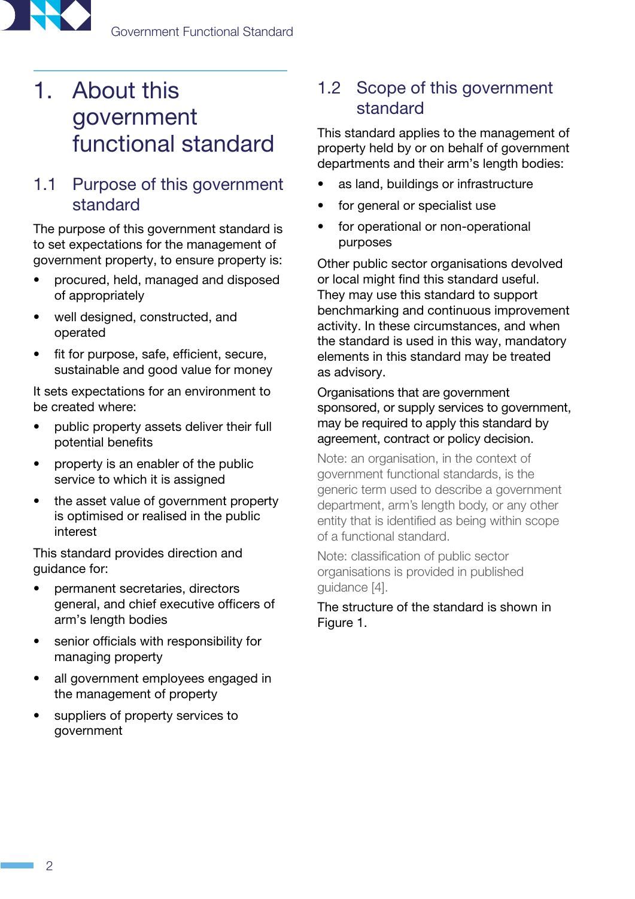# 1. About this government functional standard

## 1.1 Purpose of this government standard

The purpose of this government standard is to set expectations for the management of government property, to ensure property is:

- procured, held, managed and disposed of appropriately
- well designed, constructed, and operated
- fit for purpose, safe, efficient, secure, sustainable and good value for money

It sets expectations for an environment to be created where:

- public property assets deliver their full potential benefits
- property is an enabler of the public service to which it is assigned
- the asset value of government property is optimised or realised in the public interest

This standard provides direction and guidance for:

- permanent secretaries, directors general, and chief executive officers of arm's length bodies
- senior officials with responsibility for managing property
- all government employees engaged in the management of property
- suppliers of property services to government

## 1.2 Scope of this government standard

This standard applies to the management of property held by or on behalf of government departments and their arm's length bodies:

- as land, buildings or infrastructure
- for general or specialist use
- for operational or non-operational purposes

Other public sector organisations devolved or local might find this standard useful. They may use this standard to support benchmarking and continuous improvement activity. In these circumstances, and when the standard is used in this way, mandatory elements in this standard may be treated as advisory.

Organisations that are government sponsored, or supply services to government, may be required to apply this standard by agreement, contract or policy decision.

Note: an organisation, in the context of government functional standards, is the generic term used to describe a government department, arm's length body, or any other entity that is identified as being within scope of a functional standard.

Note: classification of public sector organisations is provided in published guidance [4].

The structure of the standard is shown in Figure 1.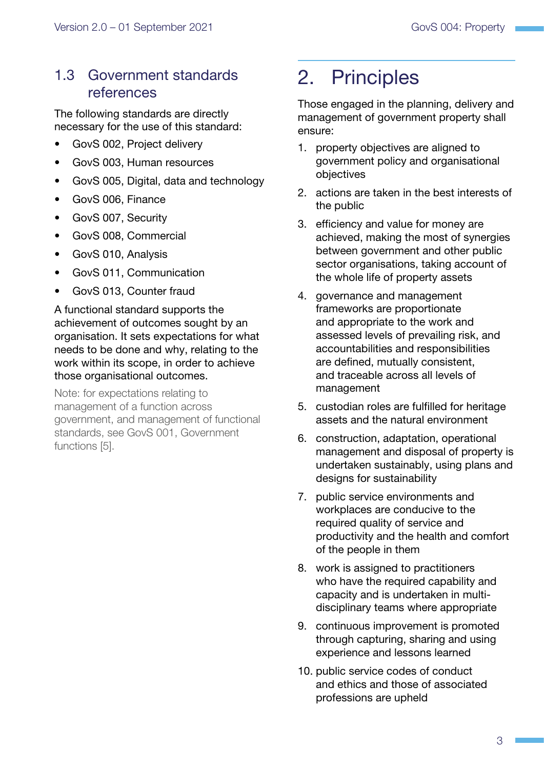### 1.3 Government standards references

The following standards are directly necessary for the use of this standard:

- GovS 002, Project delivery
- GovS 003, Human resources
- GovS 005, Digital, data and technology
- GovS 006, Finance
- GovS 007, Security
- GovS 008, Commercial
- GovS 010, Analysis
- GovS 011, Communication
- GovS 013, Counter fraud

A functional standard supports the achievement of outcomes sought by an organisation. It sets expectations for what needs to be done and why, relating to the work within its scope, in order to achieve those organisational outcomes.

Note: for expectations relating to management of a function across government, and management of functional standards, see GovS 001, Government functions [5].

## 2. Principles

Those engaged in the planning, delivery and management of government property shall ensure:

1. property objectives are aligned to government policy and organisational objectives
2. actions are taken in the best interests of the public
3. efficiency and value for money are achieved, making the most of synergies between government and other public sector organisations, taking account of the whole life of property assets
4. governance and management frameworks are proportionate and appropriate to the work and assessed levels of prevailing risk, and accountabilities and responsibilities are defined, mutually consistent, and traceable across all levels of management
5. custodian roles are fulfilled for heritage assets and the natural environment
6. construction, adaptation, operational management and disposal of property is undertaken sustainably, using plans and designs for sustainability
7. public service environments and workplaces are conducive to the required quality of service and productivity and the health and comfort of the people in them
8. work is assigned to practitioners who have the required capability and capacity and is undertaken in multi-disciplinary teams where appropriate
9. continuous improvement is promoted through capturing, sharing and using experience and lessons learned
10. public service codes of conduct and ethics and those of associated professions are upheld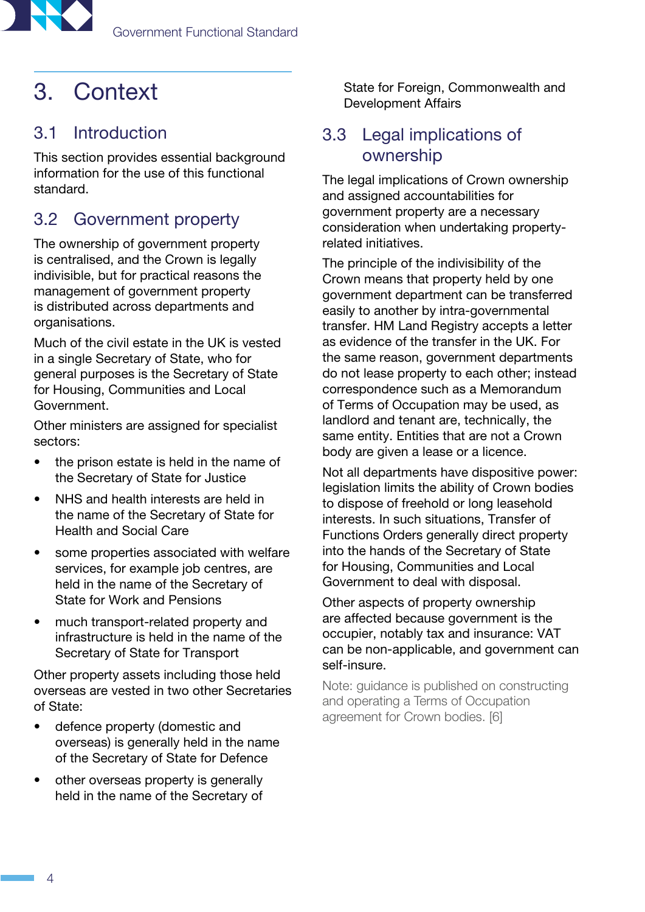# 3. Context

## 3.1 Introduction

This section provides essential background information for the use of this functional standard.

## 3.2 Government property

The ownership of government property is centralised, and the Crown is legally indivisible, but for practical reasons the management of government property is distributed across departments and organisations.

Much of the civil estate in the UK is vested in a single Secretary of State, who for general purposes is the Secretary of State for Housing, Communities and Local Government.

Other ministers are assigned for specialist sectors:

- the prison estate is held in the name of the Secretary of State for Justice
- NHS and health interests are held in the name of the Secretary of State for Health and Social Care
- some properties associated with welfare services, for example job centres, are held in the name of the Secretary of State for Work and Pensions
- much transport-related property and infrastructure is held in the name of the Secretary of State for Transport

Other property assets including those held overseas are vested in two other Secretaries of State:

- defence property (domestic and overseas) is generally held in the name of the Secretary of State for Defence
- other overseas property is generally held in the name of the Secretary of State for Foreign, Commonwealth and Development Affairs

## 3.3 Legal implications of ownership

The legal implications of Crown ownership and assigned accountabilities for government property are a necessary consideration when undertaking property-related initiatives.

The principle of the indivisibility of the Crown means that property held by one government department can be transferred easily to another by intra-governmental transfer. HM Land Registry accepts a letter as evidence of the transfer in the UK. For the same reason, government departments do not lease property to each other; instead correspondence such as a Memorandum of Terms of Occupation may be used, as landlord and tenant are, technically, the same entity. Entities that are not a Crown body are given a lease or a licence.

Not all departments have dispositive power: legislation limits the ability of Crown bodies to dispose of freehold or long leasehold interests. In such situations, Transfer of Functions Orders generally direct property into the hands of the Secretary of State for Housing, Communities and Local Government to deal with disposal.

Other aspects of property ownership are affected because government is the occupier, notably tax and insurance: VAT can be non-applicable, and government can self-insure.

Note: guidance is published on constructing and operating a Terms of Occupation agreement for Crown bodies. [6]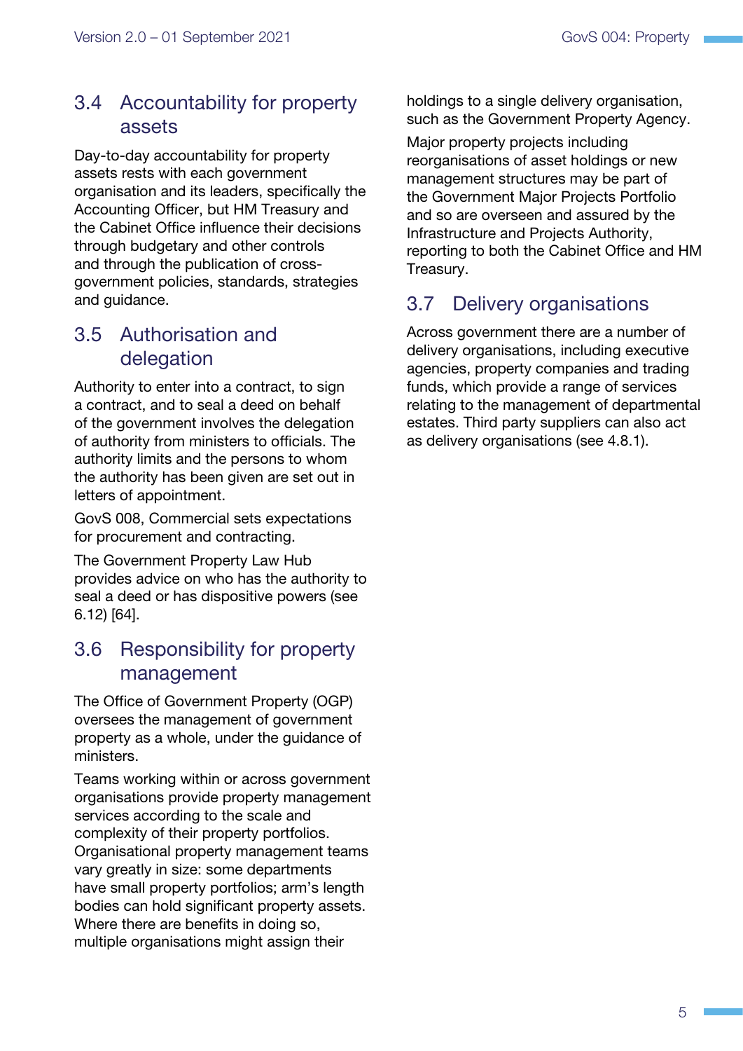## 3.4 Accountability for property assets

Day-to-day accountability for property assets rests with each government organisation and its leaders, specifically the Accounting Officer, but HM Treasury and the Cabinet Office influence their decisions through budgetary and other controls and through the publication of cross-government policies, standards, strategies and guidance.

## 3.5 Authorisation and delegation

Authority to enter into a contract, to sign a contract, and to seal a deed on behalf of the government involves the delegation of authority from ministers to officials. The authority limits and the persons to whom the authority has been given are set out in letters of appointment.

GovS 008, Commercial sets expectations for procurement and contracting.

The Government Property Law Hub provides advice on who has the authority to seal a deed or has dispositive powers (see 6.12) [64].

## 3.6 Responsibility for property management

The Office of Government Property (OGP) oversees the management of government property as a whole, under the guidance of ministers.

Teams working within or across government organisations provide property management services according to the scale and complexity of their property portfolios. Organisational property management teams vary greatly in size: some departments have small property portfolios; arm's length bodies can hold significant property assets. Where there are benefits in doing so, multiple organisations might assign their holdings to a single delivery organisation, such as the Government Property Agency.

Major property projects including reorganisations of asset holdings or new management structures may be part of the Government Major Projects Portfolio and so are overseen and assured by the Infrastructure and Projects Authority, reporting to both the Cabinet Office and HM Treasury.

## 3.7 Delivery organisations

Across government there are a number of delivery organisations, including executive agencies, property companies and trading funds, which provide a range of services relating to the management of departmental estates. Third party suppliers can also act as delivery organisations (see 4.8.1).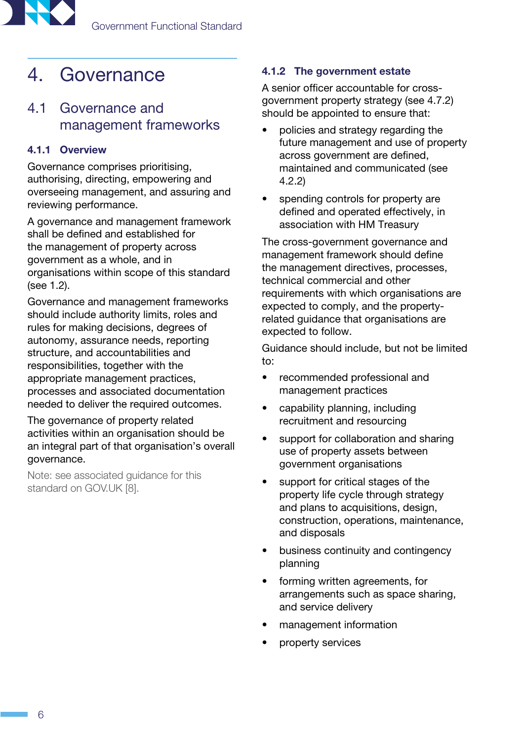# 4. Governance

## 4.1 Governance and management frameworks

### 4.1.1 Overview

Governance comprises prioritising, authorising, directing, empowering and overseeing management, and assuring and reviewing performance.

A governance and management framework shall be defined and established for the management of property across government as a whole, and in organisations within scope of this standard (see 1.2).

Governance and management frameworks should include authority limits, roles and rules for making decisions, degrees of autonomy, assurance needs, reporting structure, and accountabilities and responsibilities, together with the appropriate management practices, processes and associated documentation needed to deliver the required outcomes.

The governance of property related activities within an organisation should be an integral part of that organisation's overall governance.

Note: see associated guidance for this standard on GOV.UK [8].

### 4.1.2 The government estate

A senior officer accountable for cross-government property strategy (see 4.7.2) should be appointed to ensure that:

- policies and strategy regarding the future management and use of property across government are defined, maintained and communicated (see 4.2.2)
- spending controls for property are defined and operated effectively, in association with HM Treasury

The cross-government governance and management framework should define the management directives, processes, technical commercial and other requirements with which organisations are expected to comply, and the property-related guidance that organisations are expected to follow.

Guidance should include, but not be limited to:

- recommended professional and management practices
- capability planning, including recruitment and resourcing
- support for collaboration and sharing use of property assets between government organisations
- support for critical stages of the property life cycle through strategy and plans to acquisitions, design, construction, operations, maintenance, and disposals
- business continuity and contingency planning
- forming written agreements, for arrangements such as space sharing, and service delivery
- management information
- property services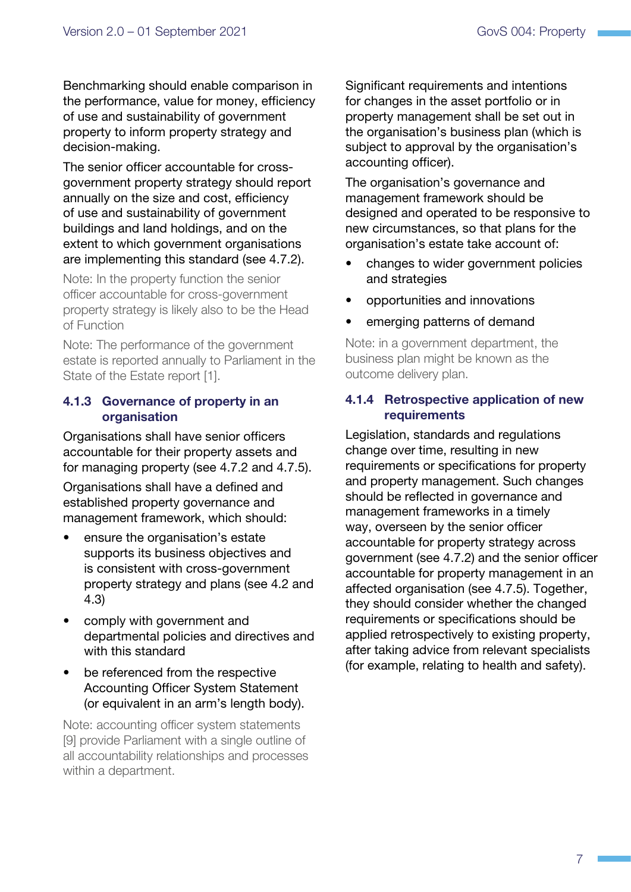Benchmarking should enable comparison in the performance, value for money, efficiency of use and sustainability of government property to inform property strategy and decision-making.

The senior officer accountable for cross-government property strategy should report annually on the size and cost, efficiency of use and sustainability of government buildings and land holdings, and on the extent to which government organisations are implementing this standard (see 4.7.2).

Note: In the property function the senior officer accountable for cross-government property strategy is likely also to be the Head of Function

Note: The performance of the government estate is reported annually to Parliament in the State of the Estate report [1].

### 4.1.3 Governance of property in an organisation

Organisations shall have senior officers accountable for their property assets and for managing property (see 4.7.2 and 4.7.5).

Organisations shall have a defined and established property governance and management framework, which should:

- ensure the organisation's estate supports its business objectives and is consistent with cross-government property strategy and plans (see 4.2 and 4.3)
- comply with government and departmental policies and directives and with this standard
- be referenced from the respective Accounting Officer System Statement (or equivalent in an arm's length body).

Note: accounting officer system statements [9] provide Parliament with a single outline of all accountability relationships and processes within a department.

Significant requirements and intentions for changes in the asset portfolio or in property management shall be set out in the organisation's business plan (which is subject to approval by the organisation's accounting officer).

The organisation's governance and management framework should be designed and operated to be responsive to new circumstances, so that plans for the organisation's estate take account of:

- changes to wider government policies and strategies
- opportunities and innovations
- emerging patterns of demand

Note: in a government department, the business plan might be known as the outcome delivery plan.

### 4.1.4 Retrospective application of new requirements

Legislation, standards and regulations change over time, resulting in new requirements or specifications for property and property management. Such changes should be reflected in governance and management frameworks in a timely way, overseen by the senior officer accountable for property strategy across government (see 4.7.2) and the senior officer accountable for property management in an affected organisation (see 4.7.5). Together, they should consider whether the changed requirements or specifications should be applied retrospectively to existing property, after taking advice from relevant specialists (for example, relating to health and safety).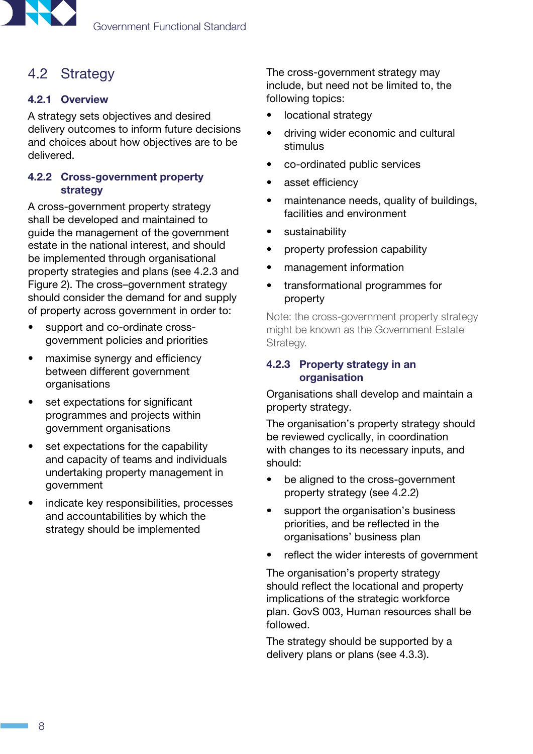## 4.2 Strategy

### 4.2.1 Overview

A strategy sets objectives and desired delivery outcomes to inform future decisions and choices about how objectives are to be delivered.

### 4.2.2 Cross-government property strategy

A cross-government property strategy shall be developed and maintained to guide the management of the government estate in the national interest, and should be implemented through organisational property strategies and plans (see 4.2.3 and Figure 2). The cross–government strategy should consider the demand for and supply of property across government in order to:

- support and co-ordinate cross-government policies and priorities
- maximise synergy and efficiency between different government organisations
- set expectations for significant programmes and projects within government organisations
- set expectations for the capability and capacity of teams and individuals undertaking property management in government
- indicate key responsibilities, processes and accountabilities by which the strategy should be implemented

The cross-government strategy may include, but need not be limited to, the following topics:

- locational strategy
- driving wider economic and cultural stimulus
- co-ordinated public services
- asset efficiency
- maintenance needs, quality of buildings, facilities and environment
- sustainability
- property profession capability
- management information
- transformational programmes for property

Note: the cross-government property strategy might be known as the Government Estate Strategy.

### 4.2.3 Property strategy in an organisation

Organisations shall develop and maintain a property strategy.

The organisation's property strategy should be reviewed cyclically, in coordination with changes to its necessary inputs, and should:

- be aligned to the cross-government property strategy (see 4.2.2)
- support the organisation's business priorities, and be reflected in the organisations' business plan
- reflect the wider interests of government

The organisation's property strategy should reflect the locational and property implications of the strategic workforce plan. GovS 003, Human resources shall be followed.

The strategy should be supported by a delivery plans or plans (see 4.3.3).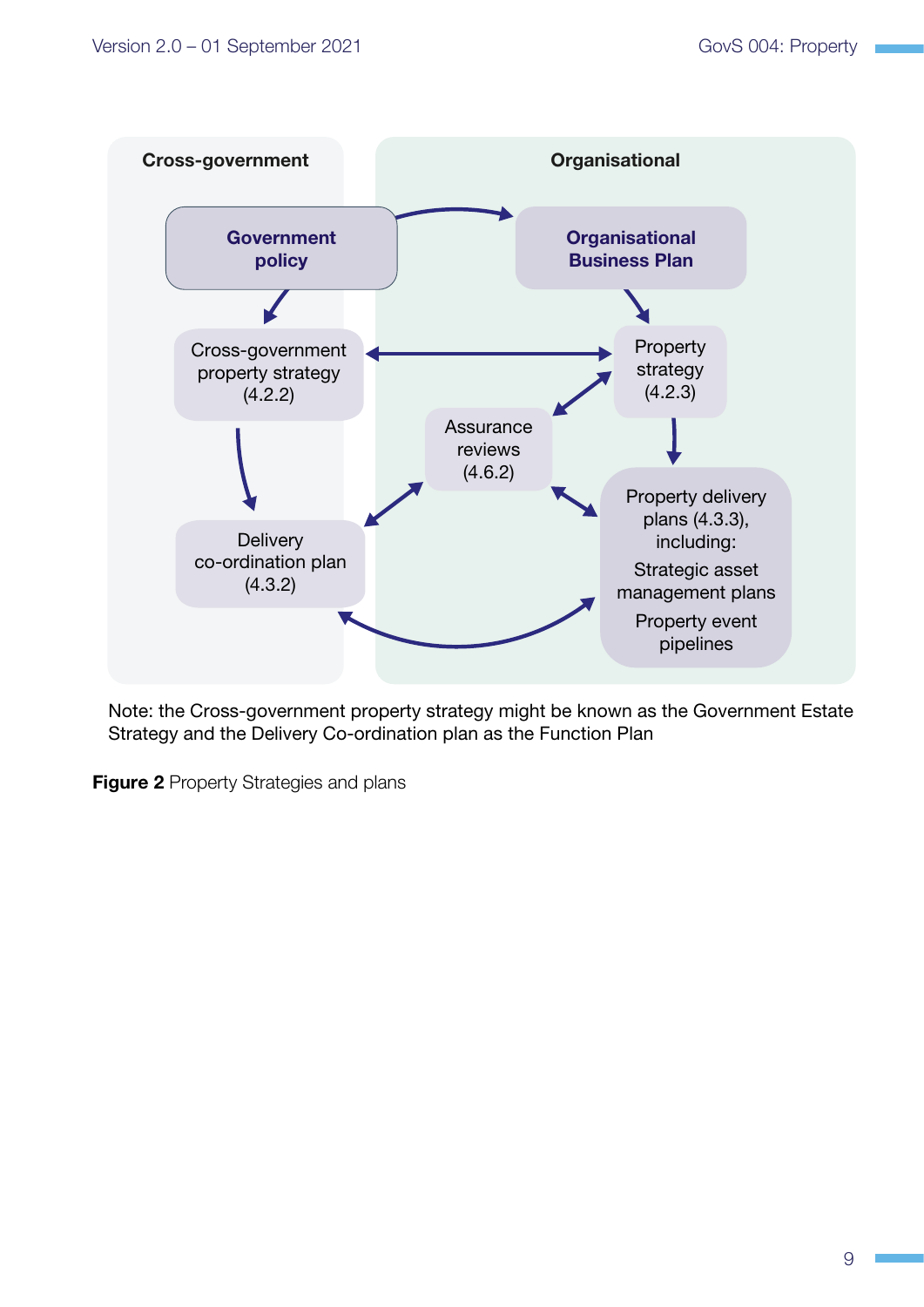Cross-government

Organisational

Government policy

Organisational Business Plan

Cross-government property strategy (4.2.2)

Property strategy (4.2.3)

Assurance reviews (4.6.2)

Delivery co-ordination plan (4.3.2)

Property delivery plans (4.3.3), including:

Strategic asset management plans

Property event pipelines

Note: the Cross-government property strategy might be known as the Government Estate Strategy and the Delivery Co-ordination plan as the Function Plan

**Figure 2** Property Strategies and plans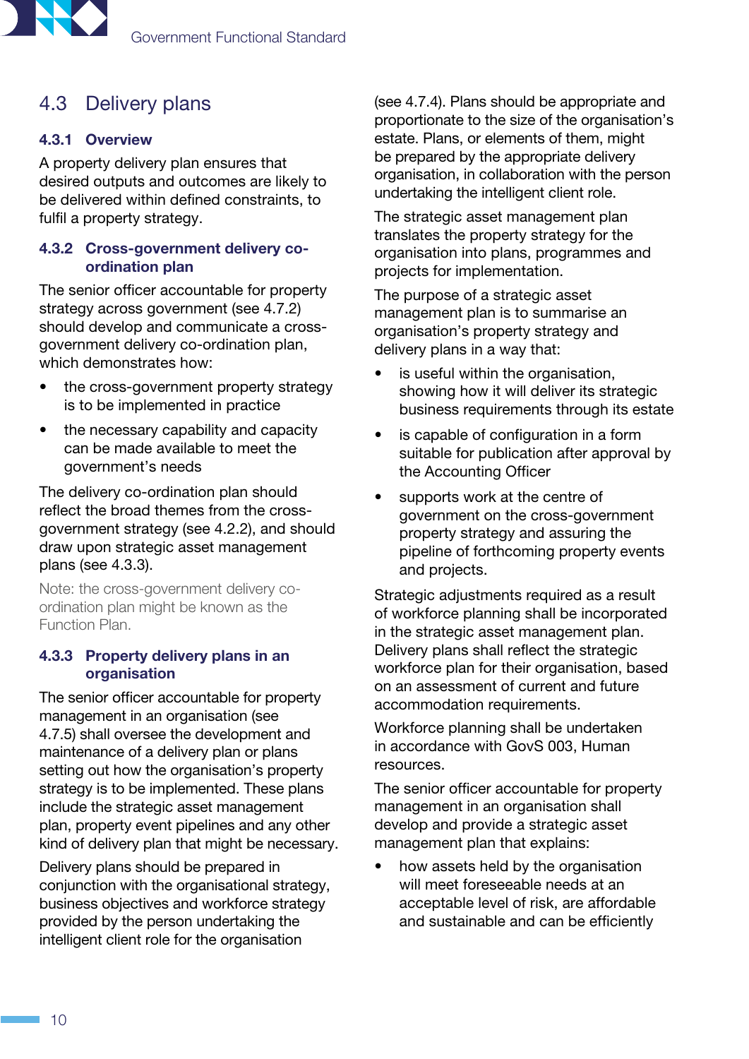## 4.3 Delivery plans

### 4.3.1 Overview

A property delivery plan ensures that desired outputs and outcomes are likely to be delivered within defined constraints, to fulfil a property strategy.

### 4.3.2 Cross-government delivery co-ordination plan

The senior officer accountable for property strategy across government (see 4.7.2) should develop and communicate a cross-government delivery co-ordination plan, which demonstrates how:

- the cross-government property strategy is to be implemented in practice
- the necessary capability and capacity can be made available to meet the government's needs

The delivery co-ordination plan should reflect the broad themes from the cross-government strategy (see 4.2.2), and should draw upon strategic asset management plans (see 4.3.3).

Note: the cross-government delivery co-ordination plan might be known as the Function Plan.

### 4.3.3 Property delivery plans in an organisation

The senior officer accountable for property management in an organisation (see 4.7.5) shall oversee the development and maintenance of a delivery plan or plans setting out how the organisation's property strategy is to be implemented. These plans include the strategic asset management plan, property event pipelines and any other kind of delivery plan that might be necessary.

Delivery plans should be prepared in conjunction with the organisational strategy, business objectives and workforce strategy provided by the person undertaking the intelligent client role for the organisation (see 4.7.4). Plans should be appropriate and proportionate to the size of the organisation's estate. Plans, or elements of them, might be prepared by the appropriate delivery organisation, in collaboration with the person undertaking the intelligent client role.

The strategic asset management plan translates the property strategy for the organisation into plans, programmes and projects for implementation.

The purpose of a strategic asset management plan is to summarise an organisation's property strategy and delivery plans in a way that:

- is useful within the organisation, showing how it will deliver its strategic business requirements through its estate
- is capable of configuration in a form suitable for publication after approval by the Accounting Officer
- supports work at the centre of government on the cross-government property strategy and assuring the pipeline of forthcoming property events and projects.

Strategic adjustments required as a result of workforce planning shall be incorporated in the strategic asset management plan. Delivery plans shall reflect the strategic workforce plan for their organisation, based on an assessment of current and future accommodation requirements.

Workforce planning shall be undertaken in accordance with GovS 003, Human resources.

The senior officer accountable for property management in an organisation shall develop and provide a strategic asset management plan that explains:

- how assets held by the organisation will meet foreseeable needs at an acceptable level of risk, are affordable and sustainable and can be efficiently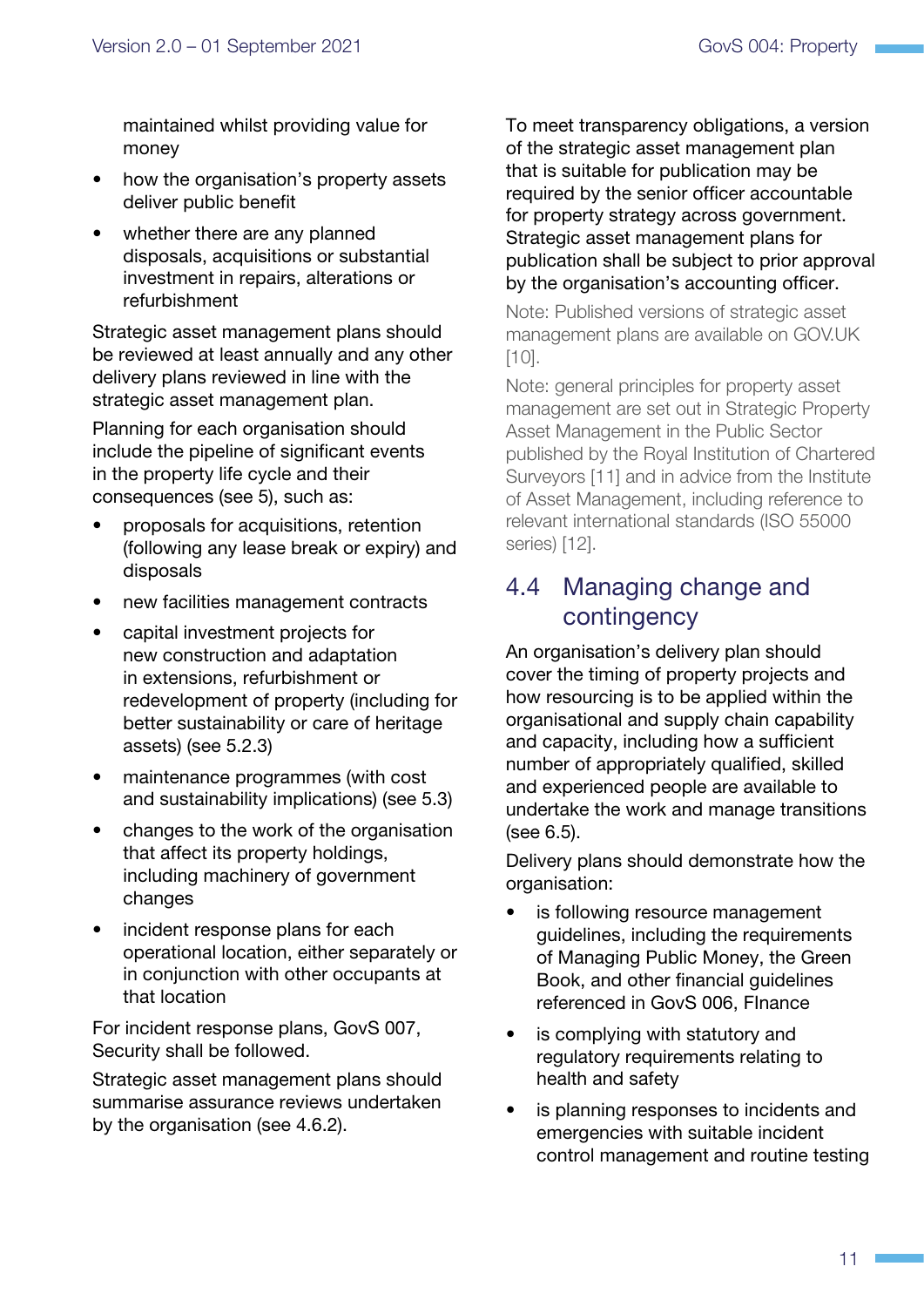maintained whilst providing value for money

- how the organisation's property assets deliver public benefit
- whether there are any planned disposals, acquisitions or substantial investment in repairs, alterations or refurbishment

Strategic asset management plans should be reviewed at least annually and any other delivery plans reviewed in line with the strategic asset management plan.

Planning for each organisation should include the pipeline of significant events in the property life cycle and their consequences (see 5), such as:

- proposals for acquisitions, retention (following any lease break or expiry) and disposals
- new facilities management contracts
- capital investment projects for new construction and adaptation in extensions, refurbishment or redevelopment of property (including for better sustainability or care of heritage assets) (see 5.2.3)
- maintenance programmes (with cost and sustainability implications) (see 5.3)
- changes to the work of the organisation that affect its property holdings, including machinery of government changes
- incident response plans for each operational location, either separately or in conjunction with other occupants at that location

For incident response plans, GovS 007, Security shall be followed.

Strategic asset management plans should summarise assurance reviews undertaken by the organisation (see 4.6.2).

To meet transparency obligations, a version of the strategic asset management plan that is suitable for publication may be required by the senior officer accountable for property strategy across government. Strategic asset management plans for publication shall be subject to prior approval by the organisation's accounting officer.

Note: Published versions of strategic asset management plans are available on GOV.UK [10].

Note: general principles for property asset management are set out in Strategic Property Asset Management in the Public Sector published by the Royal Institution of Chartered Surveyors [11] and in advice from the Institute of Asset Management, including reference to relevant international standards (ISO 55000 series) [12].

## 4.4 Managing change and contingency

An organisation's delivery plan should cover the timing of property projects and how resourcing is to be applied within the organisational and supply chain capability and capacity, including how a sufficient number of appropriately qualified, skilled and experienced people are available to undertake the work and manage transitions (see 6.5).

Delivery plans should demonstrate how the organisation:

- is following resource management guidelines, including the requirements of Managing Public Money, the Green Book, and other financial guidelines referenced in GovS 006, FInance
- is complying with statutory and regulatory requirements relating to health and safety
- is planning responses to incidents and emergencies with suitable incident control management and routine testing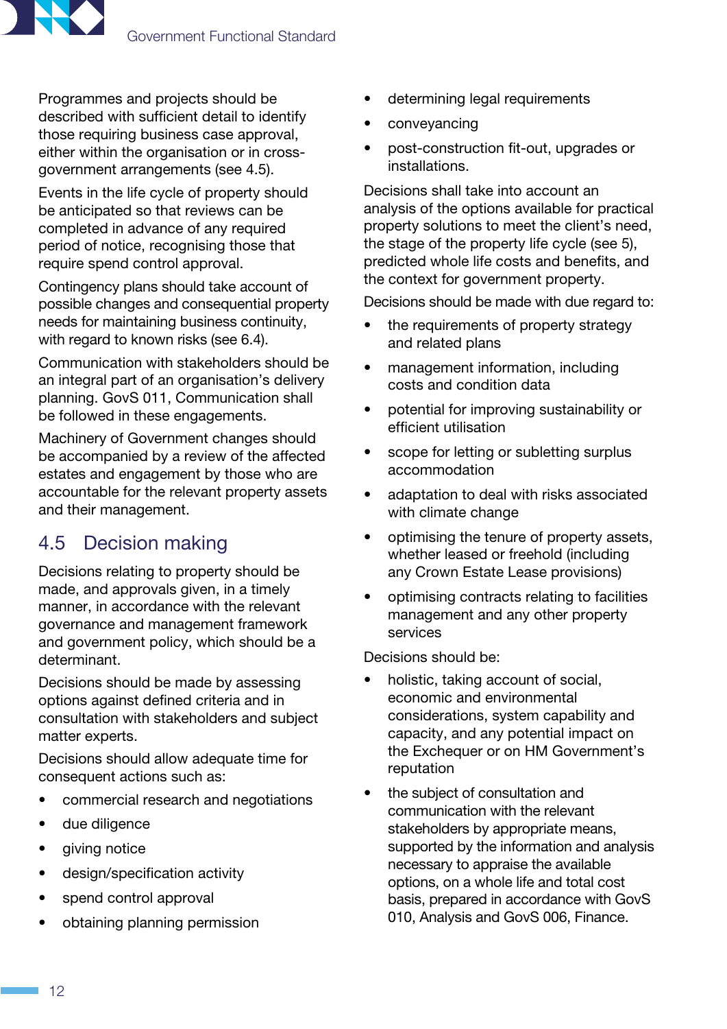Programmes and projects should be described with sufficient detail to identify those requiring business case approval, either within the organisation or in cross-government arrangements (see 4.5).

Events in the life cycle of property should be anticipated so that reviews can be completed in advance of any required period of notice, recognising those that require spend control approval.

Contingency plans should take account of possible changes and consequential property needs for maintaining business continuity, with regard to known risks (see 6.4).

Communication with stakeholders should be an integral part of an organisation's delivery planning. GovS 011, Communication shall be followed in these engagements.

Machinery of Government changes should be accompanied by a review of the affected estates and engagement by those who are accountable for the relevant property assets and their management.

## 4.5 Decision making

Decisions relating to property should be made, and approvals given, in a timely manner, in accordance with the relevant governance and management framework and government policy, which should be a determinant.

Decisions should be made by assessing options against defined criteria and in consultation with stakeholders and subject matter experts.

Decisions should allow adequate time for consequent actions such as:

- commercial research and negotiations
- due diligence
- giving notice
- design/specification activity
- spend control approval
- obtaining planning permission
- determining legal requirements
- conveyancing
- post-construction fit-out, upgrades or installations.

Decisions shall take into account an analysis of the options available for practical property solutions to meet the client's need, the stage of the property life cycle (see 5), predicted whole life costs and benefits, and the context for government property.

Decisions should be made with due regard to:

- the requirements of property strategy and related plans
- management information, including costs and condition data
- potential for improving sustainability or efficient utilisation
- scope for letting or subletting surplus accommodation
- adaptation to deal with risks associated with climate change
- optimising the tenure of property assets, whether leased or freehold (including any Crown Estate Lease provisions)
- optimising contracts relating to facilities management and any other property services

Decisions should be:

- holistic, taking account of social, economic and environmental considerations, system capability and capacity, and any potential impact on the Exchequer or on HM Government's reputation
- the subject of consultation and communication with the relevant stakeholders by appropriate means, supported by the information and analysis necessary to appraise the available options, on a whole life and total cost basis, prepared in accordance with GovS 010, Analysis and GovS 006, Finance.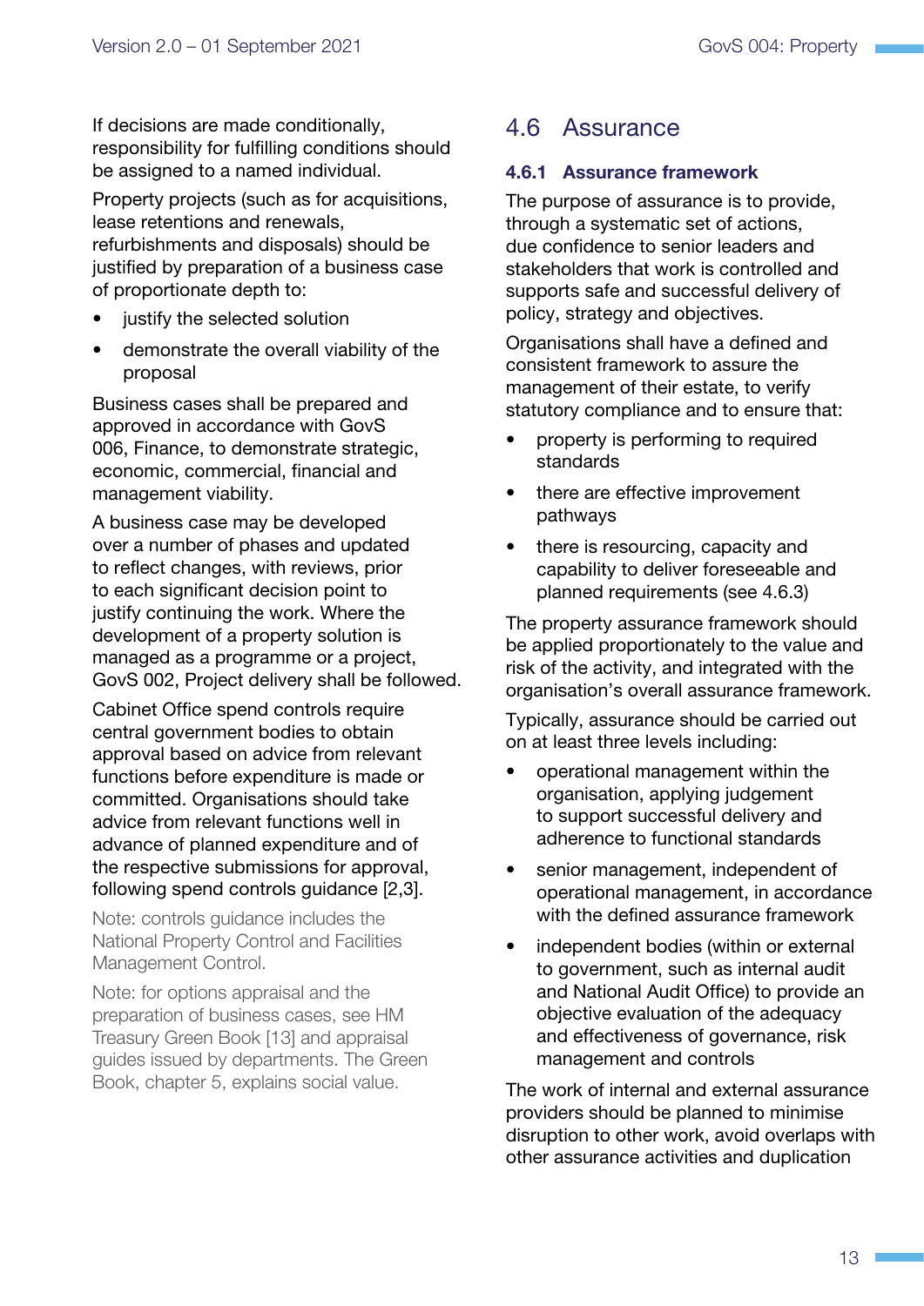If decisions are made conditionally, responsibility for fulfilling conditions should be assigned to a named individual.

Property projects (such as for acquisitions, lease retentions and renewals, refurbishments and disposals) should be justified by preparation of a business case of proportionate depth to:

- justify the selected solution
- demonstrate the overall viability of the proposal

Business cases shall be prepared and approved in accordance with GovS 006, Finance, to demonstrate strategic, economic, commercial, financial and management viability.

A business case may be developed over a number of phases and updated to reflect changes, with reviews, prior to each significant decision point to justify continuing the work. Where the development of a property solution is managed as a programme or a project, GovS 002, Project delivery shall be followed.

Cabinet Office spend controls require central government bodies to obtain approval based on advice from relevant functions before expenditure is made or committed. Organisations should take advice from relevant functions well in advance of planned expenditure and of the respective submissions for approval, following spend controls guidance [2,3].

Note: controls guidance includes the National Property Control and Facilities Management Control.

Note: for options appraisal and the preparation of business cases, see HM Treasury Green Book [13] and appraisal guides issued by departments. The Green Book, chapter 5, explains social value.

## 4.6 Assurance

### 4.6.1 Assurance framework

The purpose of assurance is to provide, through a systematic set of actions, due confidence to senior leaders and stakeholders that work is controlled and supports safe and successful delivery of policy, strategy and objectives.

Organisations shall have a defined and consistent framework to assure the management of their estate, to verify statutory compliance and to ensure that:

- property is performing to required standards
- there are effective improvement pathways
- there is resourcing, capacity and capability to deliver foreseeable and planned requirements (see 4.6.3)

The property assurance framework should be applied proportionately to the value and risk of the activity, and integrated with the organisation's overall assurance framework.

Typically, assurance should be carried out on at least three levels including:

- operational management within the organisation, applying judgement to support successful delivery and adherence to functional standards
- senior management, independent of operational management, in accordance with the defined assurance framework
- independent bodies (within or external to government, such as internal audit and National Audit Office) to provide an objective evaluation of the adequacy and effectiveness of governance, risk management and controls

The work of internal and external assurance providers should be planned to minimise disruption to other work, avoid overlaps with other assurance activities and duplication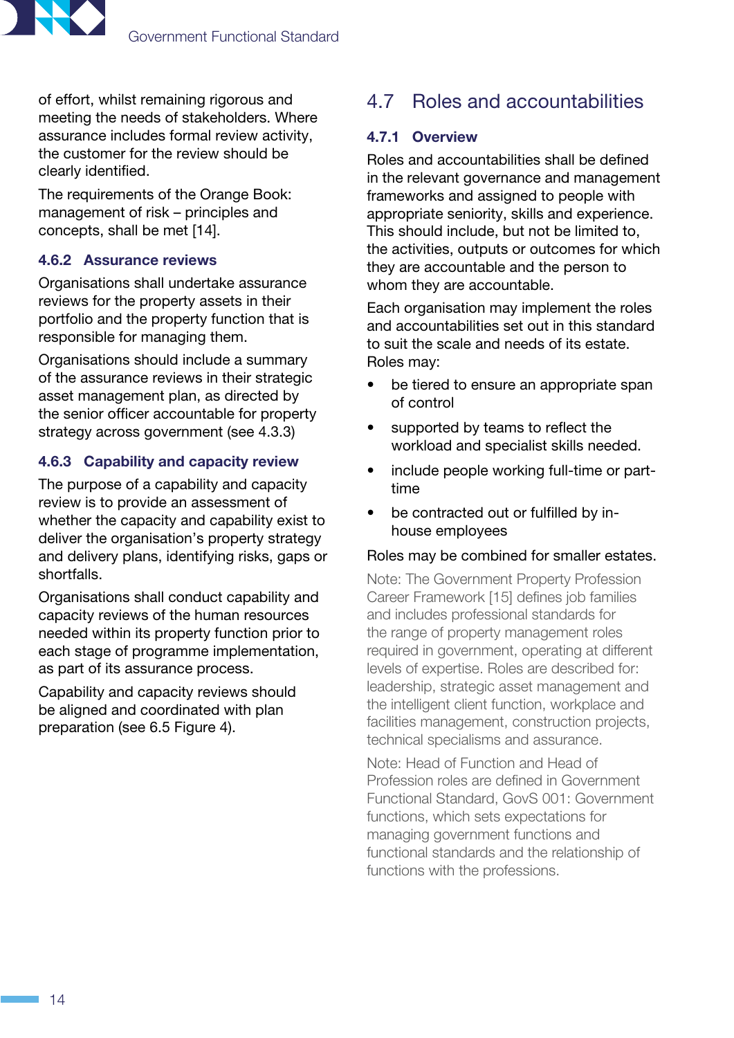of effort, whilst remaining rigorous and meeting the needs of stakeholders. Where assurance includes formal review activity, the customer for the review should be clearly identified.

The requirements of the Orange Book: management of risk – principles and concepts, shall be met [14].

### 4.6.2 Assurance reviews

Organisations shall undertake assurance reviews for the property assets in their portfolio and the property function that is responsible for managing them.

Organisations should include a summary of the assurance reviews in their strategic asset management plan, as directed by the senior officer accountable for property strategy across government (see 4.3.3)

### 4.6.3 Capability and capacity review

The purpose of a capability and capacity review is to provide an assessment of whether the capacity and capability exist to deliver the organisation's property strategy and delivery plans, identifying risks, gaps or shortfalls.

Organisations shall conduct capability and capacity reviews of the human resources needed within its property function prior to each stage of programme implementation, as part of its assurance process.

Capability and capacity reviews should be aligned and coordinated with plan preparation (see 6.5 Figure 4).

## 4.7 Roles and accountabilities

### 4.7.1 Overview

Roles and accountabilities shall be defined in the relevant governance and management frameworks and assigned to people with appropriate seniority, skills and experience. This should include, but not be limited to, the activities, outputs or outcomes for which they are accountable and the person to whom they are accountable.

Each organisation may implement the roles and accountabilities set out in this standard to suit the scale and needs of its estate. Roles may:

- be tiered to ensure an appropriate span of control
- supported by teams to reflect the workload and specialist skills needed.
- include people working full-time or part-time
- be contracted out or fulfilled by in-house employees

Roles may be combined for smaller estates.

Note: The Government Property Profession Career Framework [15] defines job families and includes professional standards for the range of property management roles required in government, operating at different levels of expertise. Roles are described for: leadership, strategic asset management and the intelligent client function, workplace and facilities management, construction projects, technical specialisms and assurance.

Note: Head of Function and Head of Profession roles are defined in Government Functional Standard, GovS 001: Government functions, which sets expectations for managing government functions and functional standards and the relationship of functions with the professions.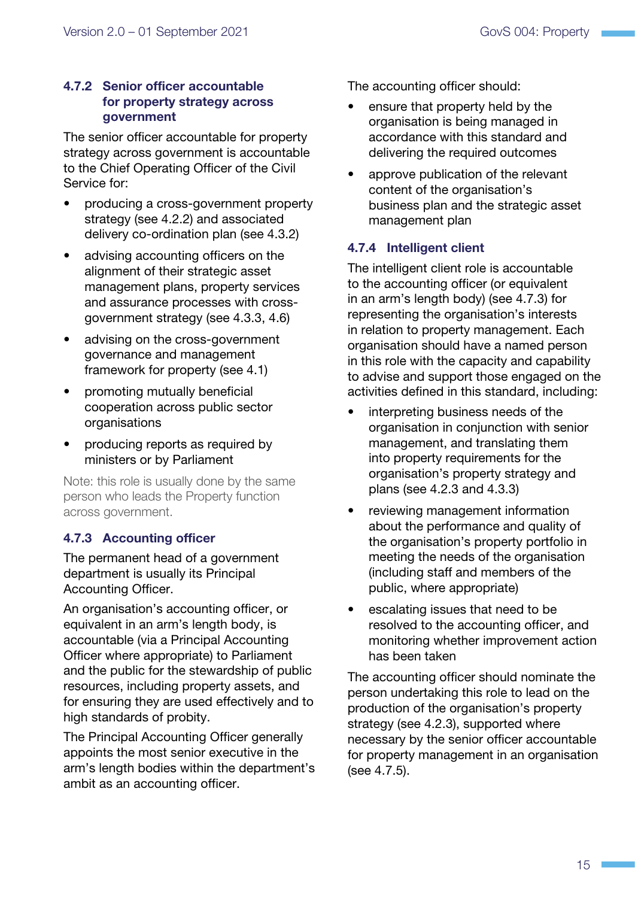#### 4.7.2 Senior officer accountable for property strategy across government

The senior officer accountable for property strategy across government is accountable to the Chief Operating Officer of the Civil Service for:

- producing a cross-government property strategy (see 4.2.2) and associated delivery co-ordination plan (see 4.3.2)
- advising accounting officers on the alignment of their strategic asset management plans, property services and assurance processes with cross-government strategy (see 4.3.3, 4.6)
- advising on the cross-government governance and management framework for property (see 4.1)
- promoting mutually beneficial cooperation across public sector organisations
- producing reports as required by ministers or by Parliament

Note: this role is usually done by the same person who leads the Property function across government.

#### 4.7.3 Accounting officer

The permanent head of a government department is usually its Principal Accounting Officer.

An organisation's accounting officer, or equivalent in an arm's length body, is accountable (via a Principal Accounting Officer where appropriate) to Parliament and the public for the stewardship of public resources, including property assets, and for ensuring they are used effectively and to high standards of probity.

The Principal Accounting Officer generally appoints the most senior executive in the arm's length bodies within the department's ambit as an accounting officer.

The accounting officer should:

- ensure that property held by the organisation is being managed in accordance with this standard and delivering the required outcomes
- approve publication of the relevant content of the organisation's business plan and the strategic asset management plan

#### 4.7.4 Intelligent client

The intelligent client role is accountable to the accounting officer (or equivalent in an arm's length body) (see 4.7.3) for representing the organisation's interests in relation to property management. Each organisation should have a named person in this role with the capacity and capability to advise and support those engaged on the activities defined in this standard, including:

- interpreting business needs of the organisation in conjunction with senior management, and translating them into property requirements for the organisation's property strategy and plans (see 4.2.3 and 4.3.3)
- reviewing management information about the performance and quality of the organisation's property portfolio in meeting the needs of the organisation (including staff and members of the public, where appropriate)
- escalating issues that need to be resolved to the accounting officer, and monitoring whether improvement action has been taken

The accounting officer should nominate the person undertaking this role to lead on the production of the organisation's property strategy (see 4.2.3), supported where necessary by the senior officer accountable for property management in an organisation (see 4.7.5).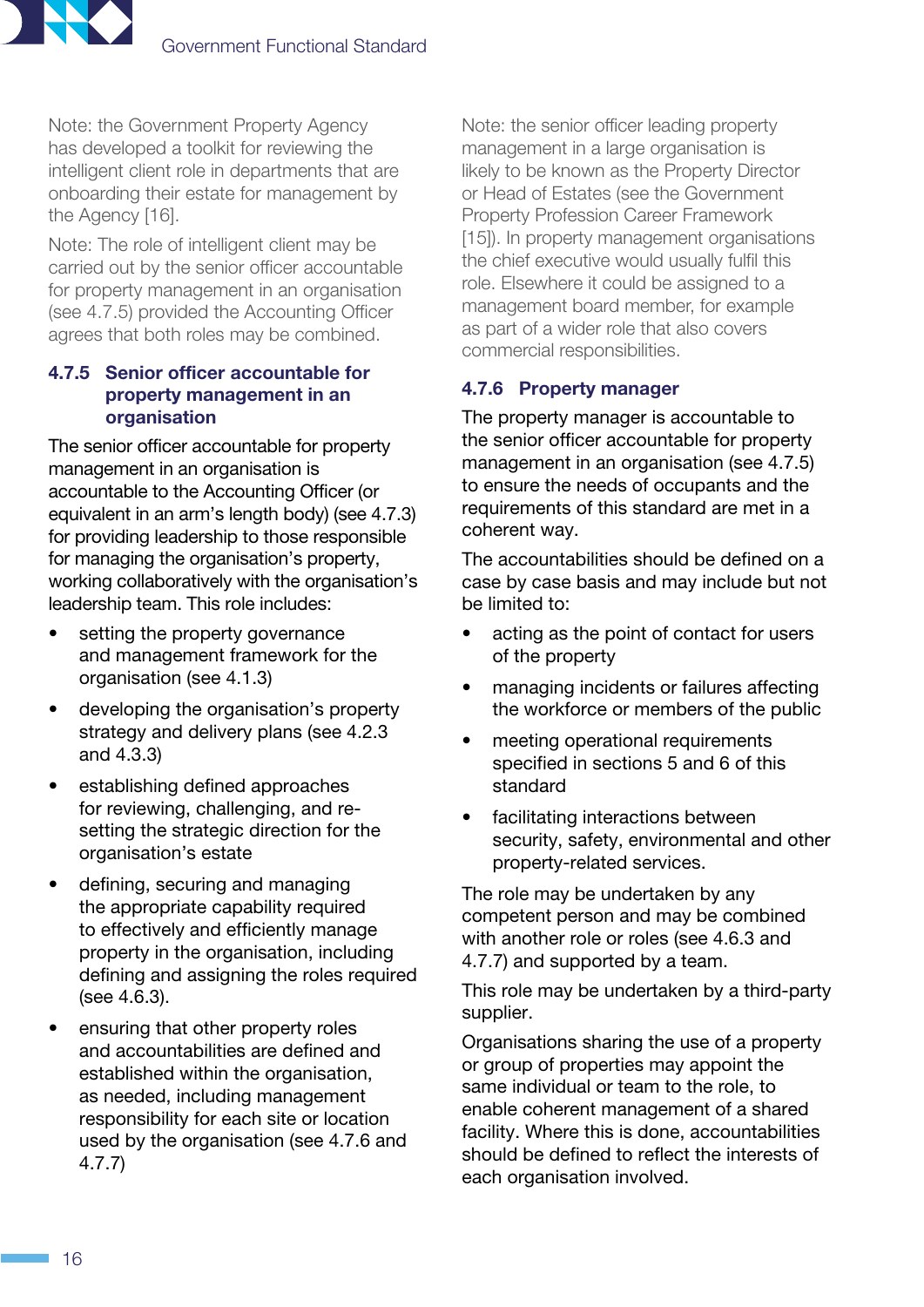Note: the Government Property Agency has developed a toolkit for reviewing the intelligent client role in departments that are onboarding their estate for management by the Agency [16].

Note: The role of intelligent client may be carried out by the senior officer accountable for property management in an organisation (see 4.7.5) provided the Accounting Officer agrees that both roles may be combined.

### 4.7.5 Senior officer accountable for property management in an organisation

The senior officer accountable for property management in an organisation is accountable to the Accounting Officer (or equivalent in an arm's length body) (see 4.7.3) for providing leadership to those responsible for managing the organisation's property, working collaboratively with the organisation's leadership team. This role includes:

- setting the property governance and management framework for the organisation (see 4.1.3)
- developing the organisation's property strategy and delivery plans (see 4.2.3 and 4.3.3)
- establishing defined approaches for reviewing, challenging, and re-setting the strategic direction for the organisation's estate
- defining, securing and managing the appropriate capability required to effectively and efficiently manage property in the organisation, including defining and assigning the roles required (see 4.6.3).
- ensuring that other property roles and accountabilities are defined and established within the organisation, as needed, including management responsibility for each site or location used by the organisation (see 4.7.6 and 4.7.7)

Note: the senior officer leading property management in a large organisation is likely to be known as the Property Director or Head of Estates (see the Government Property Profession Career Framework [15]). In property management organisations the chief executive would usually fulfil this role. Elsewhere it could be assigned to a management board member, for example as part of a wider role that also covers commercial responsibilities.

### 4.7.6 Property manager

The property manager is accountable to the senior officer accountable for property management in an organisation (see 4.7.5) to ensure the needs of occupants and the requirements of this standard are met in a coherent way.

The accountabilities should be defined on a case by case basis and may include but not be limited to:

- acting as the point of contact for users of the property
- managing incidents or failures affecting the workforce or members of the public
- meeting operational requirements specified in sections 5 and 6 of this standard
- facilitating interactions between security, safety, environmental and other property-related services.

The role may be undertaken by any competent person and may be combined with another role or roles (see 4.6.3 and 4.7.7) and supported by a team.

This role may be undertaken by a third-party supplier.

Organisations sharing the use of a property or group of properties may appoint the same individual or team to the role, to enable coherent management of a shared facility. Where this is done, accountabilities should be defined to reflect the interests of each organisation involved.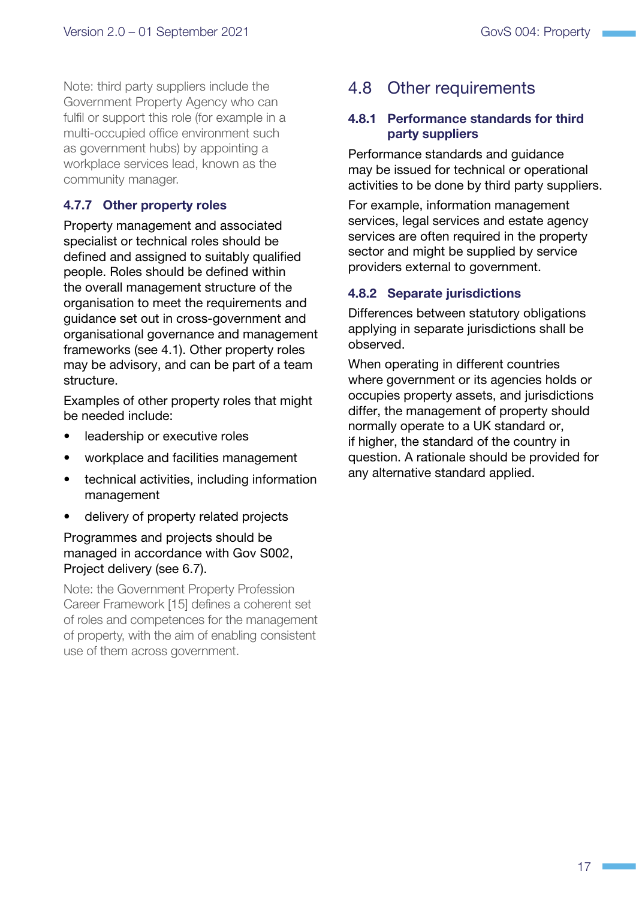Note: third party suppliers include the Government Property Agency who can fulfil or support this role (for example in a multi-occupied office environment such as government hubs) by appointing a workplace services lead, known as the community manager.

#### 4.7.7 Other property roles

Property management and associated specialist or technical roles should be defined and assigned to suitably qualified people. Roles should be defined within the overall management structure of the organisation to meet the requirements and guidance set out in cross-government and organisational governance and management frameworks (see 4.1). Other property roles may be advisory, and can be part of a team structure.

Examples of other property roles that might be needed include:

- leadership or executive roles
- workplace and facilities management
- technical activities, including information management
- delivery of property related projects

Programmes and projects should be managed in accordance with Gov S002, Project delivery (see 6.7).

Note: the Government Property Profession Career Framework [15] defines a coherent set of roles and competences for the management of property, with the aim of enabling consistent use of them across government.

### 4.8 Other requirements

#### 4.8.1 Performance standards for third party suppliers

Performance standards and guidance may be issued for technical or operational activities to be done by third party suppliers.

For example, information management services, legal services and estate agency services are often required in the property sector and might be supplied by service providers external to government.

#### 4.8.2 Separate jurisdictions

Differences between statutory obligations applying in separate jurisdictions shall be observed.

When operating in different countries where government or its agencies holds or occupies property assets, and jurisdictions differ, the management of property should normally operate to a UK standard or, if higher, the standard of the country in question. A rationale should be provided for any alternative standard applied.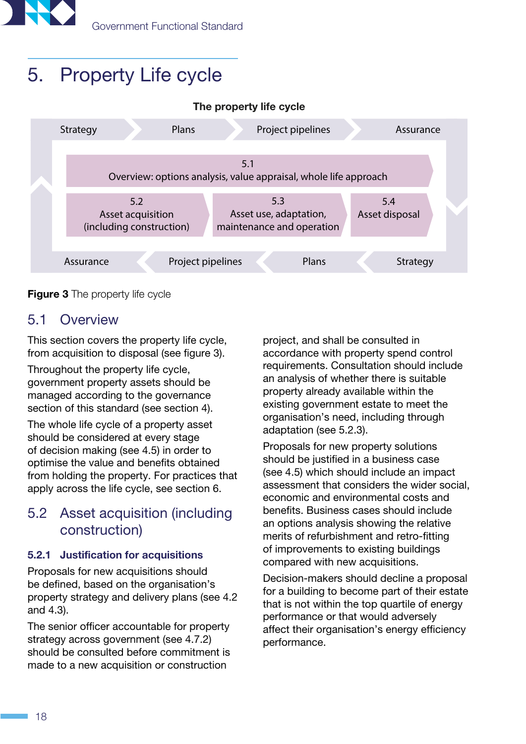# 5. Property Life cycle

**The property life cycle**

Strategy → Plans → Project pipelines → Assurance

5.1
Overview: options analysis, value appraisal, whole life approach

| 5.2 Asset acquisition (including construction) | 5.3 Asset use, adaptation, maintenance and operation | 5.4 Asset disposal |
|---|---|---|

Assurance ← Project pipelines ← Plans ← Strategy

**Figure 3** The property life cycle

## 5.1 Overview

This section covers the property life cycle, from acquisition to disposal (see figure 3).

Throughout the property life cycle, government property assets should be managed according to the governance section of this standard (see section 4).

The whole life cycle of a property asset should be considered at every stage of decision making (see 4.5) in order to optimise the value and benefits obtained from holding the property. For practices that apply across the life cycle, see section 6.

## 5.2 Asset acquisition (including construction)

### 5.2.1 Justification for acquisitions

Proposals for new acquisitions should be defined, based on the organisation's property strategy and delivery plans (see 4.2 and 4.3).

The senior officer accountable for property strategy across government (see 4.7.2) should be consulted before commitment is made to a new acquisition or construction project, and shall be consulted in accordance with property spend control requirements. Consultation should include an analysis of whether there is suitable property already available within the existing government estate to meet the organisation's need, including through adaptation (see 5.2.3).

Proposals for new property solutions should be justified in a business case (see 4.5) which should include an impact assessment that considers the wider social, economic and environmental costs and benefits. Business cases should include an options analysis showing the relative merits of refurbishment and retro-fitting of improvements to existing buildings compared with new acquisitions.

Decision-makers should decline a proposal for a building to become part of their estate that is not within the top quartile of energy performance or that would adversely affect their organisation's energy efficiency performance.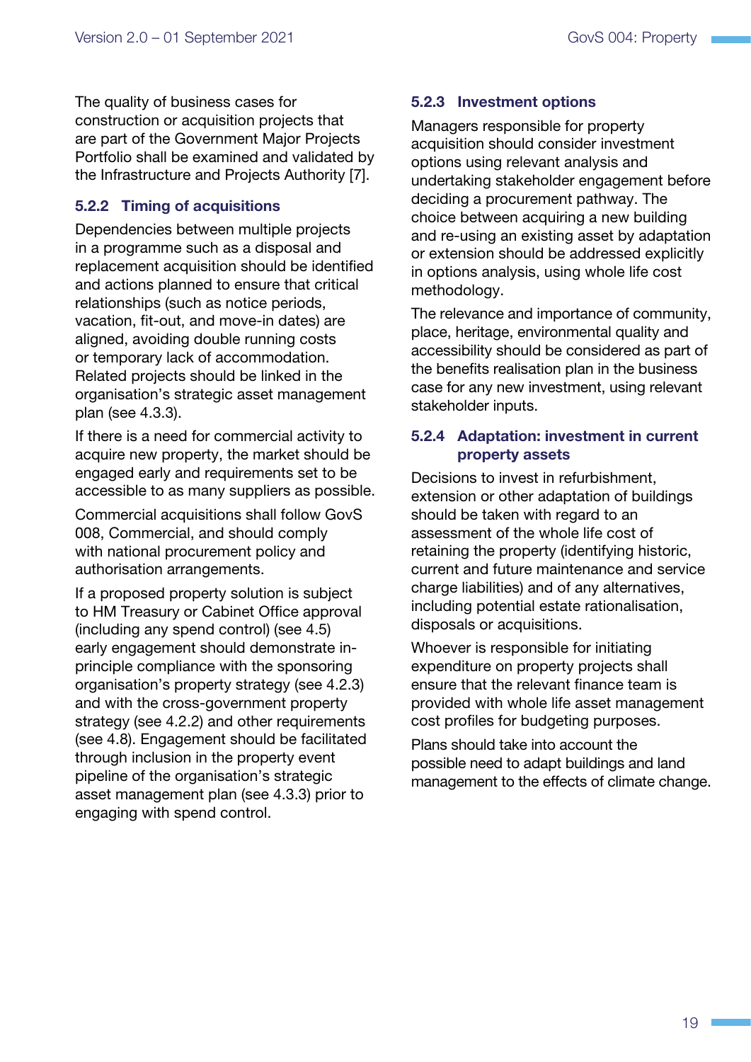The quality of business cases for construction or acquisition projects that are part of the Government Major Projects Portfolio shall be examined and validated by the Infrastructure and Projects Authority [7].

### 5.2.2 Timing of acquisitions

Dependencies between multiple projects in a programme such as a disposal and replacement acquisition should be identified and actions planned to ensure that critical relationships (such as notice periods, vacation, fit-out, and move-in dates) are aligned, avoiding double running costs or temporary lack of accommodation. Related projects should be linked in the organisation's strategic asset management plan (see 4.3.3).

If there is a need for commercial activity to acquire new property, the market should be engaged early and requirements set to be accessible to as many suppliers as possible.

Commercial acquisitions shall follow GovS 008, Commercial, and should comply with national procurement policy and authorisation arrangements.

If a proposed property solution is subject to HM Treasury or Cabinet Office approval (including any spend control) (see 4.5) early engagement should demonstrate in-principle compliance with the sponsoring organisation's property strategy (see 4.2.3) and with the cross-government property strategy (see 4.2.2) and other requirements (see 4.8). Engagement should be facilitated through inclusion in the property event pipeline of the organisation's strategic asset management plan (see 4.3.3) prior to engaging with spend control.

### 5.2.3 Investment options

Managers responsible for property acquisition should consider investment options using relevant analysis and undertaking stakeholder engagement before deciding a procurement pathway. The choice between acquiring a new building and re-using an existing asset by adaptation or extension should be addressed explicitly in options analysis, using whole life cost methodology.

The relevance and importance of community, place, heritage, environmental quality and accessibility should be considered as part of the benefits realisation plan in the business case for any new investment, using relevant stakeholder inputs.

### 5.2.4 Adaptation: investment in current property assets

Decisions to invest in refurbishment, extension or other adaptation of buildings should be taken with regard to an assessment of the whole life cost of retaining the property (identifying historic, current and future maintenance and service charge liabilities) and of any alternatives, including potential estate rationalisation, disposals or acquisitions.

Whoever is responsible for initiating expenditure on property projects shall ensure that the relevant finance team is provided with whole life asset management cost profiles for budgeting purposes.

Plans should take into account the possible need to adapt buildings and land management to the effects of climate change.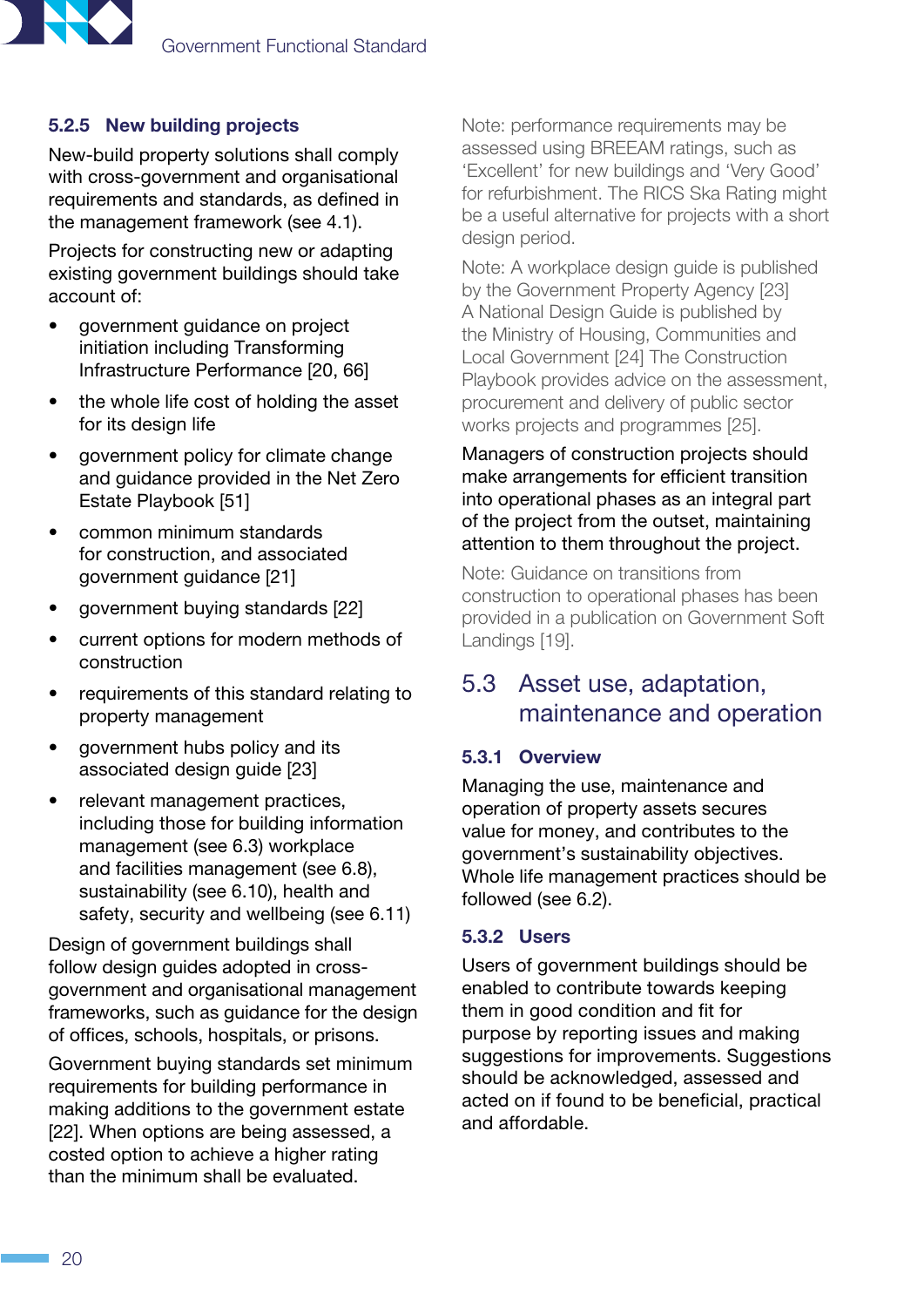#### 5.2.5 New building projects

New-build property solutions shall comply with cross-government and organisational requirements and standards, as defined in the management framework (see 4.1).

Projects for constructing new or adapting existing government buildings should take account of:

- government guidance on project initiation including Transforming Infrastructure Performance [20, 66]
- the whole life cost of holding the asset for its design life
- government policy for climate change and guidance provided in the Net Zero Estate Playbook [51]
- common minimum standards for construction, and associated government guidance [21]
- government buying standards [22]
- current options for modern methods of construction
- requirements of this standard relating to property management
- government hubs policy and its associated design guide [23]
- relevant management practices, including those for building information management (see 6.3) workplace and facilities management (see 6.8), sustainability (see 6.10), health and safety, security and wellbeing (see 6.11)

Design of government buildings shall follow design guides adopted in cross-government and organisational management frameworks, such as guidance for the design of offices, schools, hospitals, or prisons.

Government buying standards set minimum requirements for building performance in making additions to the government estate [22]. When options are being assessed, a costed option to achieve a higher rating than the minimum shall be evaluated.

Note: performance requirements may be assessed using BREEAM ratings, such as 'Excellent' for new buildings and 'Very Good' for refurbishment. The RICS Ska Rating might be a useful alternative for projects with a short design period.

Note: A workplace design guide is published by the Government Property Agency [23] A National Design Guide is published by the Ministry of Housing, Communities and Local Government [24] The Construction Playbook provides advice on the assessment, procurement and delivery of public sector works projects and programmes [25].

Managers of construction projects should make arrangements for efficient transition into operational phases as an integral part of the project from the outset, maintaining attention to them throughout the project.

Note: Guidance on transitions from construction to operational phases has been provided in a publication on Government Soft Landings [19].

### 5.3 Asset use, adaptation, maintenance and operation

#### 5.3.1 Overview

Managing the use, maintenance and operation of property assets secures value for money, and contributes to the government's sustainability objectives. Whole life management practices should be followed (see 6.2).

#### 5.3.2 Users

Users of government buildings should be enabled to contribute towards keeping them in good condition and fit for purpose by reporting issues and making suggestions for improvements. Suggestions should be acknowledged, assessed and acted on if found to be beneficial, practical and affordable.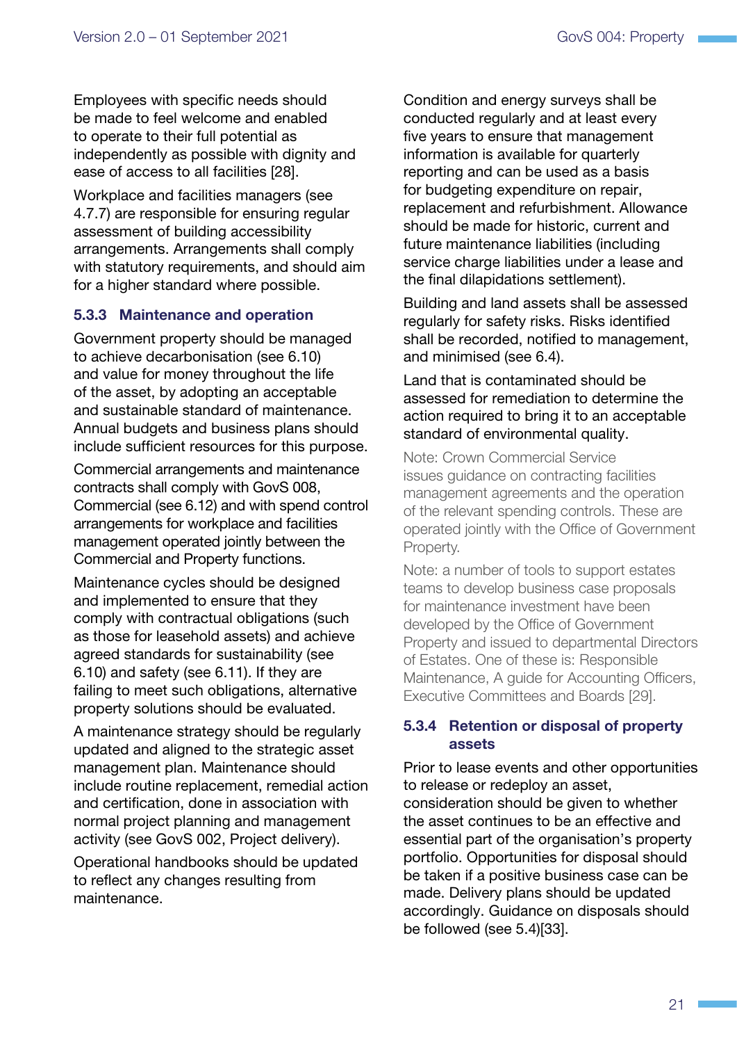Employees with specific needs should be made to feel welcome and enabled to operate to their full potential as independently as possible with dignity and ease of access to all facilities [28].

Workplace and facilities managers (see 4.7.7) are responsible for ensuring regular assessment of building accessibility arrangements. Arrangements shall comply with statutory requirements, and should aim for a higher standard where possible.

### 5.3.3 Maintenance and operation

Government property should be managed to achieve decarbonisation (see 6.10) and value for money throughout the life of the asset, by adopting an acceptable and sustainable standard of maintenance. Annual budgets and business plans should include sufficient resources for this purpose.

Commercial arrangements and maintenance contracts shall comply with GovS 008, Commercial (see 6.12) and with spend control arrangements for workplace and facilities management operated jointly between the Commercial and Property functions.

Maintenance cycles should be designed and implemented to ensure that they comply with contractual obligations (such as those for leasehold assets) and achieve agreed standards for sustainability (see 6.10) and safety (see 6.11). If they are failing to meet such obligations, alternative property solutions should be evaluated.

A maintenance strategy should be regularly updated and aligned to the strategic asset management plan. Maintenance should include routine replacement, remedial action and certification, done in association with normal project planning and management activity (see GovS 002, Project delivery).

Operational handbooks should be updated to reflect any changes resulting from maintenance.

Condition and energy surveys shall be conducted regularly and at least every five years to ensure that management information is available for quarterly reporting and can be used as a basis for budgeting expenditure on repair, replacement and refurbishment. Allowance should be made for historic, current and future maintenance liabilities (including service charge liabilities under a lease and the final dilapidations settlement).

Building and land assets shall be assessed regularly for safety risks. Risks identified shall be recorded, notified to management, and minimised (see 6.4).

Land that is contaminated should be assessed for remediation to determine the action required to bring it to an acceptable standard of environmental quality.

Note: Crown Commercial Service issues guidance on contracting facilities management agreements and the operation of the relevant spending controls. These are operated jointly with the Office of Government Property.

Note: a number of tools to support estates teams to develop business case proposals for maintenance investment have been developed by the Office of Government Property and issued to departmental Directors of Estates. One of these is: Responsible Maintenance, A guide for Accounting Officers, Executive Committees and Boards [29].

### 5.3.4 Retention or disposal of property assets

Prior to lease events and other opportunities to release or redeploy an asset, consideration should be given to whether the asset continues to be an effective and essential part of the organisation's property portfolio. Opportunities for disposal should be taken if a positive business case can be made. Delivery plans should be updated accordingly. Guidance on disposals should be followed (see 5.4)[33].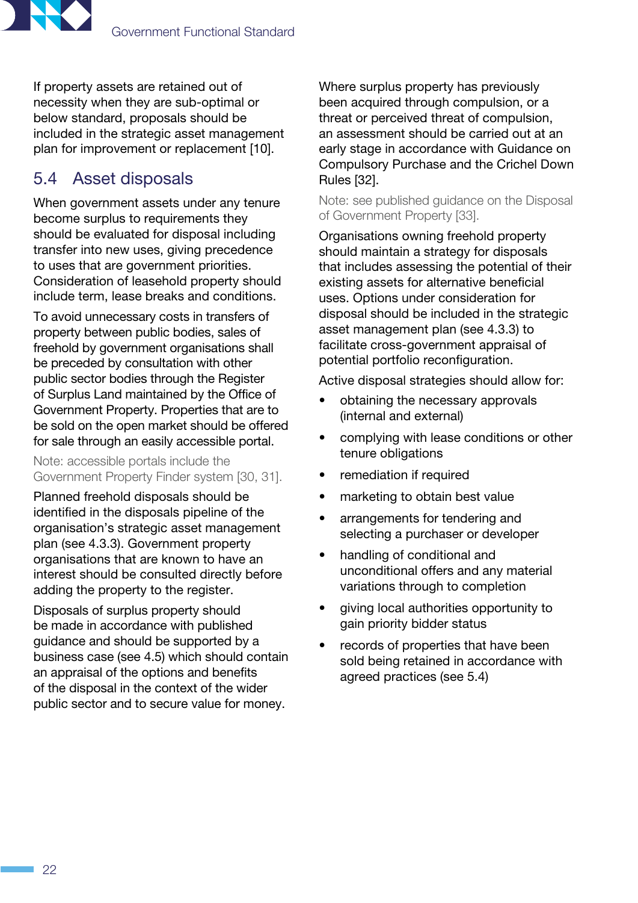If property assets are retained out of necessity when they are sub-optimal or below standard, proposals should be included in the strategic asset management plan for improvement or replacement [10].

## 5.4 Asset disposals

When government assets under any tenure become surplus to requirements they should be evaluated for disposal including transfer into new uses, giving precedence to uses that are government priorities. Consideration of leasehold property should include term, lease breaks and conditions.

To avoid unnecessary costs in transfers of property between public bodies, sales of freehold by government organisations shall be preceded by consultation with other public sector bodies through the Register of Surplus Land maintained by the Office of Government Property. Properties that are to be sold on the open market should be offered for sale through an easily accessible portal.

Note: accessible portals include the Government Property Finder system [30, 31].

Planned freehold disposals should be identified in the disposals pipeline of the organisation's strategic asset management plan (see 4.3.3). Government property organisations that are known to have an interest should be consulted directly before adding the property to the register.

Disposals of surplus property should be made in accordance with published guidance and should be supported by a business case (see 4.5) which should contain an appraisal of the options and benefits of the disposal in the context of the wider public sector and to secure value for money.

Where surplus property has previously been acquired through compulsion, or a threat or perceived threat of compulsion, an assessment should be carried out at an early stage in accordance with Guidance on Compulsory Purchase and the Crichel Down Rules [32].

Note: see published guidance on the Disposal of Government Property [33].

Organisations owning freehold property should maintain a strategy for disposals that includes assessing the potential of their existing assets for alternative beneficial uses. Options under consideration for disposal should be included in the strategic asset management plan (see 4.3.3) to facilitate cross-government appraisal of potential portfolio reconfiguration.

Active disposal strategies should allow for:

- obtaining the necessary approvals (internal and external)
- complying with lease conditions or other tenure obligations
- remediation if required
- marketing to obtain best value
- arrangements for tendering and selecting a purchaser or developer
- handling of conditional and unconditional offers and any material variations through to completion
- giving local authorities opportunity to gain priority bidder status
- records of properties that have been sold being retained in accordance with agreed practices (see 5.4)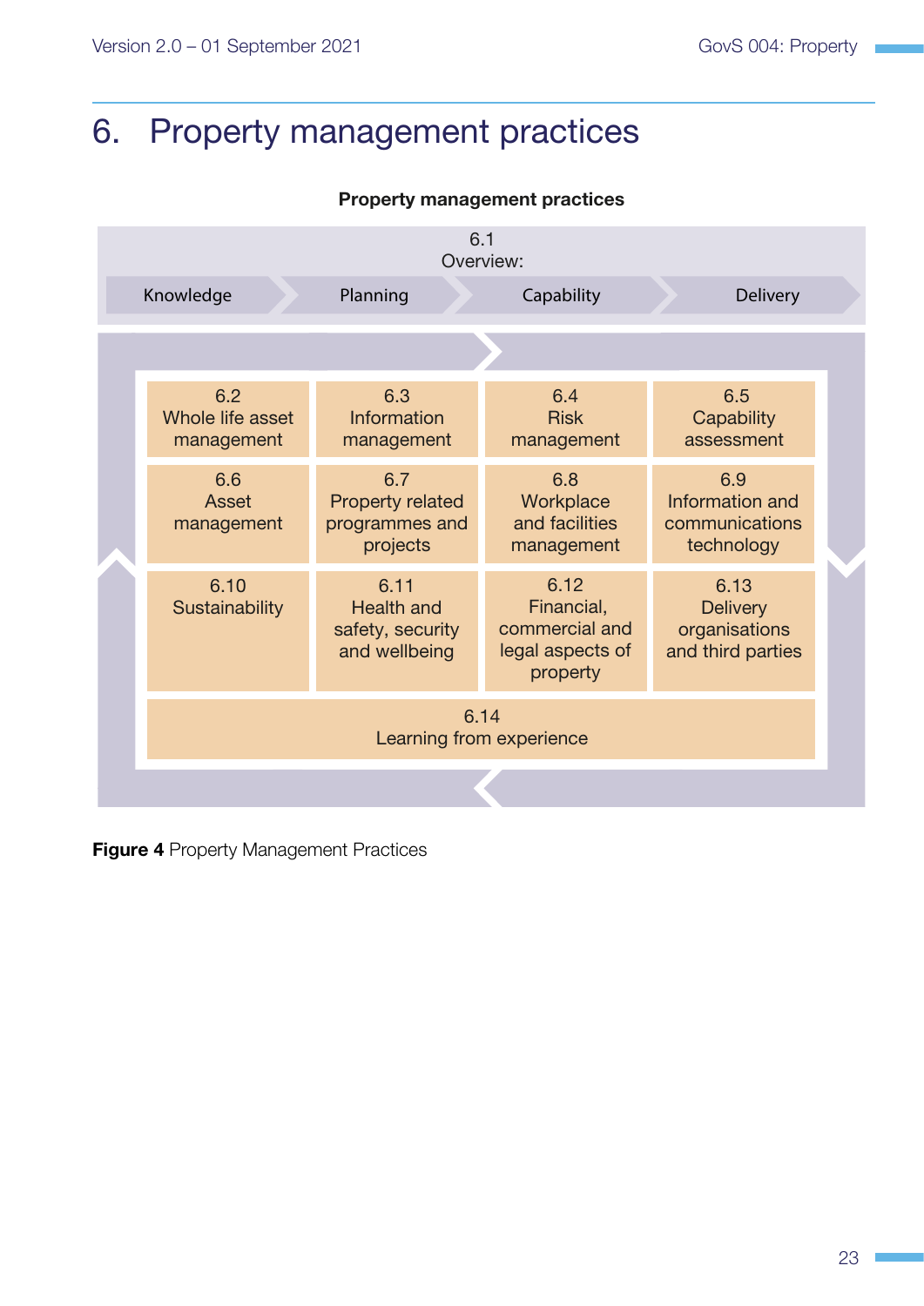# 6. Property management practices

**Property management practices**

6.1 Overview:

Knowledge → Planning → Capability → Delivery

| | | | |
|---|---|---|---|
| 6.2 Whole life asset management | 6.3 Information management | 6.4 Risk management | 6.5 Capability assessment |
| 6.6 Asset management | 6.7 Property related programmes and projects | 6.8 Workplace and facilities management | 6.9 Information and communications technology |
| 6.10 Sustainability | 6.11 Health and safety, security and wellbeing | 6.12 Financial, commercial and legal aspects of property | 6.13 Delivery organisations and third parties |

6.14 Learning from experience

**Figure 4** Property Management Practices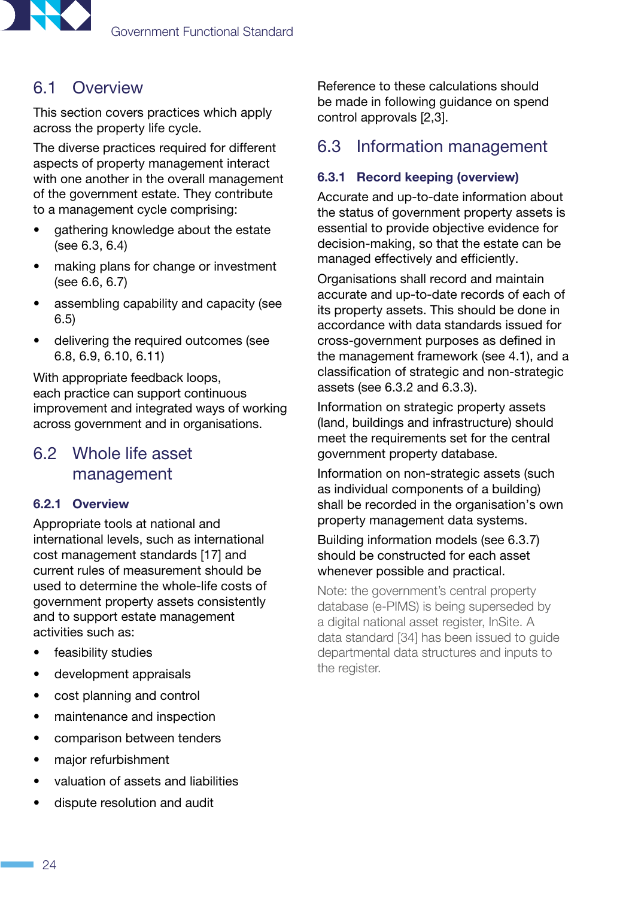## 6.1 Overview

This section covers practices which apply across the property life cycle.

The diverse practices required for different aspects of property management interact with one another in the overall management of the government estate. They contribute to a management cycle comprising:

- gathering knowledge about the estate (see 6.3, 6.4)
- making plans for change or investment (see 6.6, 6.7)
- assembling capability and capacity (see 6.5)
- delivering the required outcomes (see 6.8, 6.9, 6.10, 6.11)

With appropriate feedback loops, each practice can support continuous improvement and integrated ways of working across government and in organisations.

## 6.2 Whole life asset management

### 6.2.1 Overview

Appropriate tools at national and international levels, such as international cost management standards [17] and current rules of measurement should be used to determine the whole-life costs of government property assets consistently and to support estate management activities such as:

- feasibility studies
- development appraisals
- cost planning and control
- maintenance and inspection
- comparison between tenders
- major refurbishment
- valuation of assets and liabilities
- dispute resolution and audit

Reference to these calculations should be made in following guidance on spend control approvals [2,3].

## 6.3 Information management

### 6.3.1 Record keeping (overview)

Accurate and up-to-date information about the status of government property assets is essential to provide objective evidence for decision-making, so that the estate can be managed effectively and efficiently.

Organisations shall record and maintain accurate and up-to-date records of each of its property assets. This should be done in accordance with data standards issued for cross-government purposes as defined in the management framework (see 4.1), and a classification of strategic and non-strategic assets (see 6.3.2 and 6.3.3).

Information on strategic property assets (land, buildings and infrastructure) should meet the requirements set for the central government property database.

Information on non-strategic assets (such as individual components of a building) shall be recorded in the organisation's own property management data systems.

Building information models (see 6.3.7) should be constructed for each asset whenever possible and practical.

Note: the government's central property database (e-PIMS) is being superseded by a digital national asset register, InSite. A data standard [34] has been issued to guide departmental data structures and inputs to the register.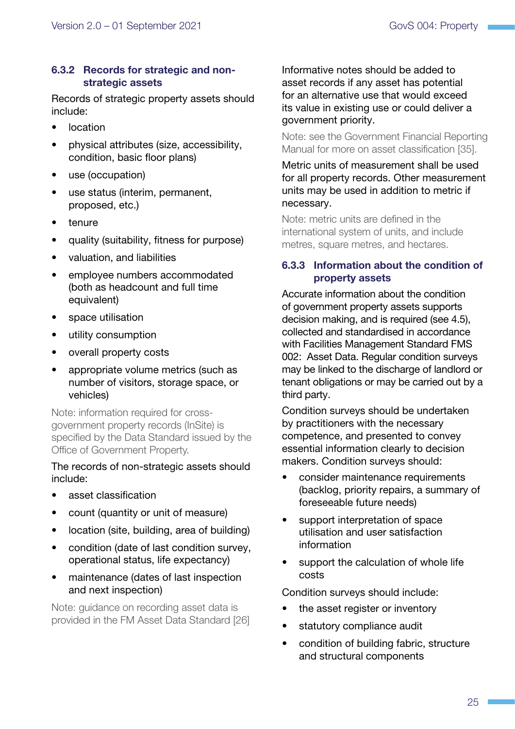### 6.3.2 Records for strategic and non-strategic assets

Records of strategic property assets should include:

- location
- physical attributes (size, accessibility, condition, basic floor plans)
- use (occupation)
- use status (interim, permanent, proposed, etc.)
- tenure
- quality (suitability, fitness for purpose)
- valuation, and liabilities
- employee numbers accommodated (both as headcount and full time equivalent)
- space utilisation
- utility consumption
- overall property costs
- appropriate volume metrics (such as number of visitors, storage space, or vehicles)

Note: information required for cross-government property records (InSite) is specified by the Data Standard issued by the Office of Government Property.

The records of non-strategic assets should include:

- asset classification
- count (quantity or unit of measure)
- location (site, building, area of building)
- condition (date of last condition survey, operational status, life expectancy)
- maintenance (dates of last inspection and next inspection)

Note: guidance on recording asset data is provided in the FM Asset Data Standard [26]

Informative notes should be added to asset records if any asset has potential for an alternative use that would exceed its value in existing use or could deliver a government priority.

Note: see the Government Financial Reporting Manual for more on asset classification [35].

Metric units of measurement shall be used for all property records. Other measurement units may be used in addition to metric if necessary.

Note: metric units are defined in the international system of units, and include metres, square metres, and hectares.

### 6.3.3 Information about the condition of property assets

Accurate information about the condition of government property assets supports decision making, and is required (see 4.5), collected and standardised in accordance with Facilities Management Standard FMS 002: Asset Data. Regular condition surveys may be linked to the discharge of landlord or tenant obligations or may be carried out by a third party.

Condition surveys should be undertaken by practitioners with the necessary competence, and presented to convey essential information clearly to decision makers. Condition surveys should:

- consider maintenance requirements (backlog, priority repairs, a summary of foreseeable future needs)
- support interpretation of space utilisation and user satisfaction information
- support the calculation of whole life costs

Condition surveys should include:

- the asset register or inventory
- statutory compliance audit
- condition of building fabric, structure and structural components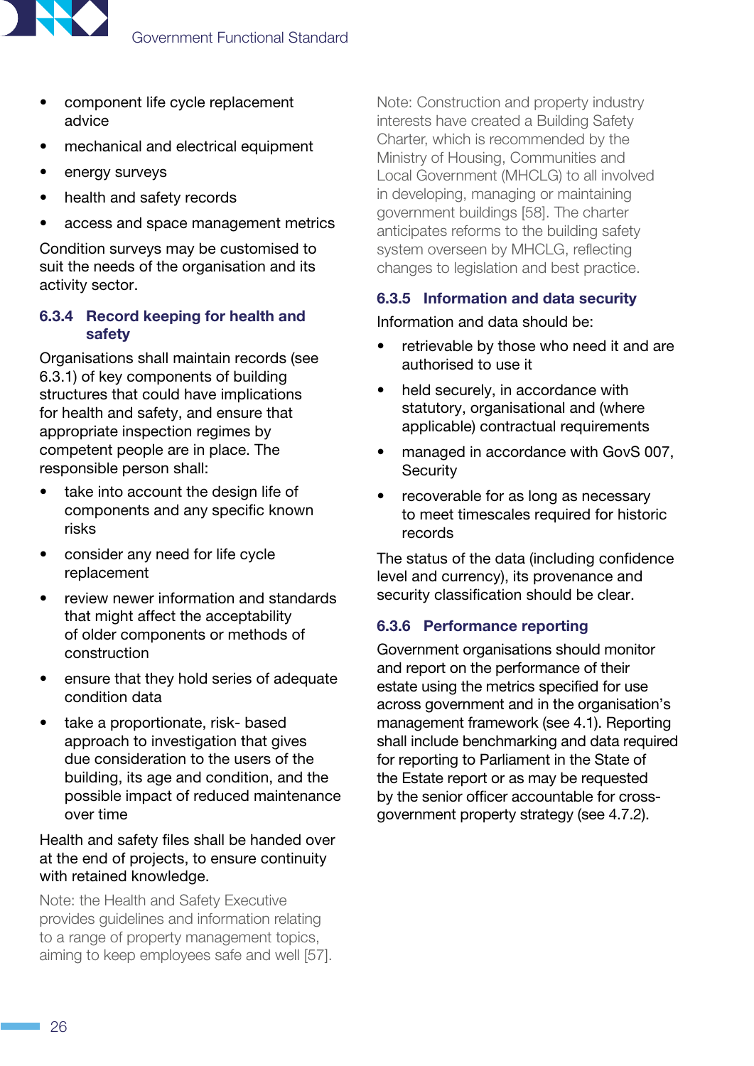- component life cycle replacement advice
- mechanical and electrical equipment
- energy surveys
- health and safety records
- access and space management metrics

Condition surveys may be customised to suit the needs of the organisation and its activity sector.

### 6.3.4 Record keeping for health and safety

Organisations shall maintain records (see 6.3.1) of key components of building structures that could have implications for health and safety, and ensure that appropriate inspection regimes by competent people are in place. The responsible person shall:

- take into account the design life of components and any specific known risks
- consider any need for life cycle replacement
- review newer information and standards that might affect the acceptability of older components or methods of construction
- ensure that they hold series of adequate condition data
- take a proportionate, risk- based approach to investigation that gives due consideration to the users of the building, its age and condition, and the possible impact of reduced maintenance over time

Health and safety files shall be handed over at the end of projects, to ensure continuity with retained knowledge.

Note: the Health and Safety Executive provides guidelines and information relating to a range of property management topics, aiming to keep employees safe and well [57].

Note: Construction and property industry interests have created a Building Safety Charter, which is recommended by the Ministry of Housing, Communities and Local Government (MHCLG) to all involved in developing, managing or maintaining government buildings [58]. The charter anticipates reforms to the building safety system overseen by MHCLG, reflecting changes to legislation and best practice.

### 6.3.5 Information and data security

Information and data should be:

- retrievable by those who need it and are authorised to use it
- held securely, in accordance with statutory, organisational and (where applicable) contractual requirements
- managed in accordance with GovS 007, Security
- recoverable for as long as necessary to meet timescales required for historic records

The status of the data (including confidence level and currency), its provenance and security classification should be clear.

### 6.3.6 Performance reporting

Government organisations should monitor and report on the performance of their estate using the metrics specified for use across government and in the organisation's management framework (see 4.1). Reporting shall include benchmarking and data required for reporting to Parliament in the State of the Estate report or as may be requested by the senior officer accountable for cross-government property strategy (see 4.7.2).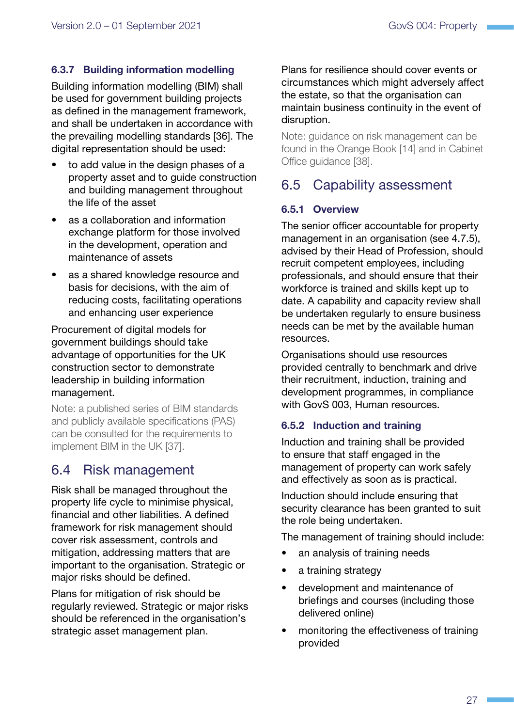#### 6.3.7 Building information modelling

Building information modelling (BIM) shall be used for government building projects as defined in the management framework, and shall be undertaken in accordance with the prevailing modelling standards [36]. The digital representation should be used:

- to add value in the design phases of a property asset and to guide construction and building management throughout the life of the asset
- as a collaboration and information exchange platform for those involved in the development, operation and maintenance of assets
- as a shared knowledge resource and basis for decisions, with the aim of reducing costs, facilitating operations and enhancing user experience

Procurement of digital models for government buildings should take advantage of opportunities for the UK construction sector to demonstrate leadership in building information management.

Note: a published series of BIM standards and publicly available specifications (PAS) can be consulted for the requirements to implement BIM in the UK [37].

## 6.4 Risk management

Risk shall be managed throughout the property life cycle to minimise physical, financial and other liabilities. A defined framework for risk management should cover risk assessment, controls and mitigation, addressing matters that are important to the organisation. Strategic or major risks should be defined.

Plans for mitigation of risk should be regularly reviewed. Strategic or major risks should be referenced in the organisation's strategic asset management plan.

Plans for resilience should cover events or circumstances which might adversely affect the estate, so that the organisation can maintain business continuity in the event of disruption.

Note: guidance on risk management can be found in the Orange Book [14] and in Cabinet Office guidance [38].

## 6.5 Capability assessment

#### 6.5.1 Overview

The senior officer accountable for property management in an organisation (see 4.7.5), advised by their Head of Profession, should recruit competent employees, including professionals, and should ensure that their workforce is trained and skills kept up to date. A capability and capacity review shall be undertaken regularly to ensure business needs can be met by the available human resources.

Organisations should use resources provided centrally to benchmark and drive their recruitment, induction, training and development programmes, in compliance with GovS 003, Human resources.

#### 6.5.2 Induction and training

Induction and training shall be provided to ensure that staff engaged in the management of property can work safely and effectively as soon as is practical.

Induction should include ensuring that security clearance has been granted to suit the role being undertaken.

The management of training should include:

- an analysis of training needs
- a training strategy
- development and maintenance of briefings and courses (including those delivered online)
- monitoring the effectiveness of training provided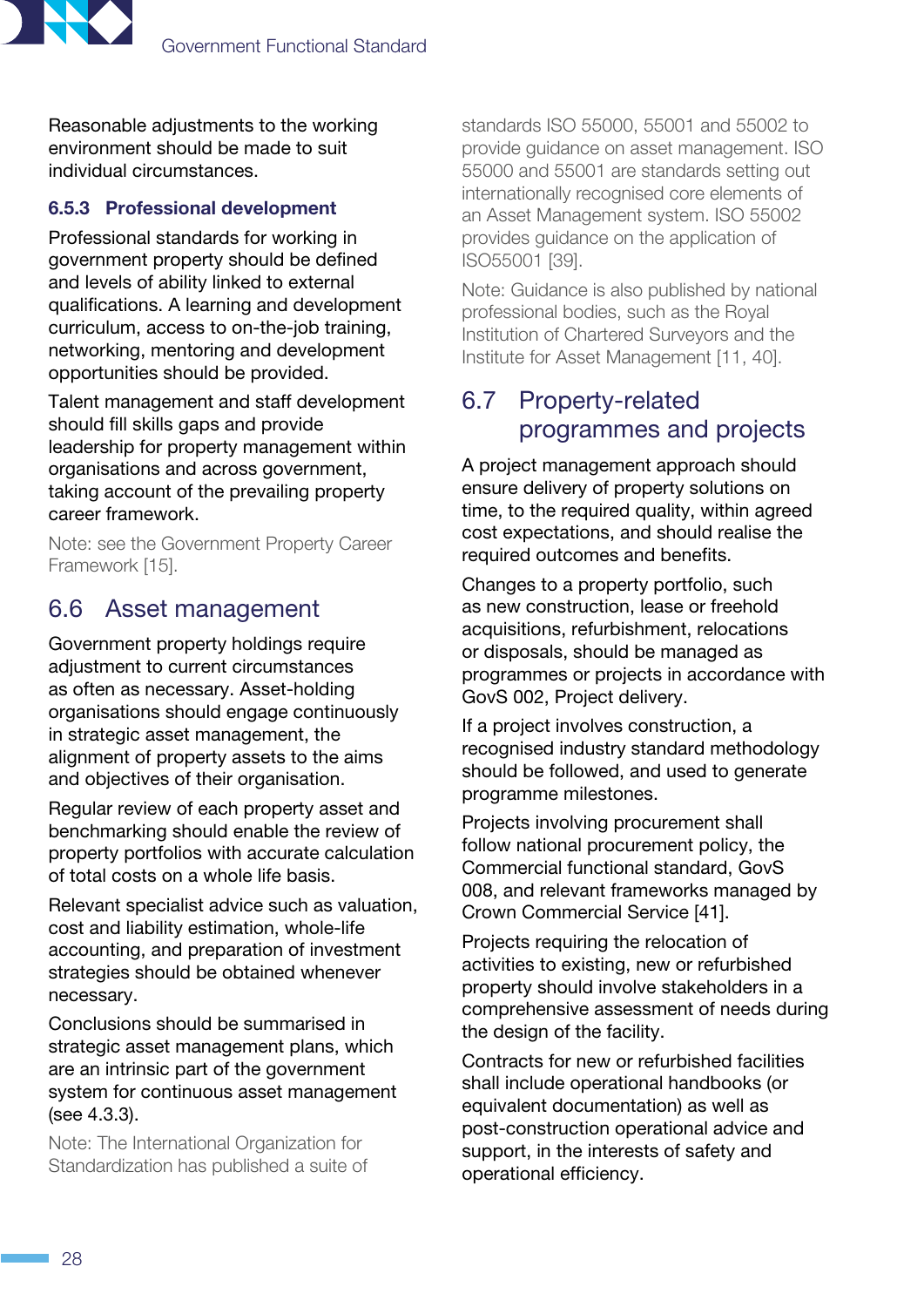Reasonable adjustments to the working environment should be made to suit individual circumstances.

### 6.5.3 Professional development

Professional standards for working in government property should be defined and levels of ability linked to external qualifications. A learning and development curriculum, access to on-the-job training, networking, mentoring and development opportunities should be provided.

Talent management and staff development should fill skills gaps and provide leadership for property management within organisations and across government, taking account of the prevailing property career framework.

Note: see the Government Property Career Framework [15].

## 6.6 Asset management

Government property holdings require adjustment to current circumstances as often as necessary. Asset-holding organisations should engage continuously in strategic asset management, the alignment of property assets to the aims and objectives of their organisation.

Regular review of each property asset and benchmarking should enable the review of property portfolios with accurate calculation of total costs on a whole life basis.

Relevant specialist advice such as valuation, cost and liability estimation, whole-life accounting, and preparation of investment strategies should be obtained whenever necessary.

Conclusions should be summarised in strategic asset management plans, which are an intrinsic part of the government system for continuous asset management (see 4.3.3).

Note: The International Organization for Standardization has published a suite of standards ISO 55000, 55001 and 55002 to provide guidance on asset management. ISO 55000 and 55001 are standards setting out internationally recognised core elements of an Asset Management system. ISO 55002 provides guidance on the application of ISO55001 [39].

Note: Guidance is also published by national professional bodies, such as the Royal Institution of Chartered Surveyors and the Institute for Asset Management [11, 40].

## 6.7 Property-related programmes and projects

A project management approach should ensure delivery of property solutions on time, to the required quality, within agreed cost expectations, and should realise the required outcomes and benefits.

Changes to a property portfolio, such as new construction, lease or freehold acquisitions, refurbishment, relocations or disposals, should be managed as programmes or projects in accordance with GovS 002, Project delivery.

If a project involves construction, a recognised industry standard methodology should be followed, and used to generate programme milestones.

Projects involving procurement shall follow national procurement policy, the Commercial functional standard, GovS 008, and relevant frameworks managed by Crown Commercial Service [41].

Projects requiring the relocation of activities to existing, new or refurbished property should involve stakeholders in a comprehensive assessment of needs during the design of the facility.

Contracts for new or refurbished facilities shall include operational handbooks (or equivalent documentation) as well as post-construction operational advice and support, in the interests of safety and operational efficiency.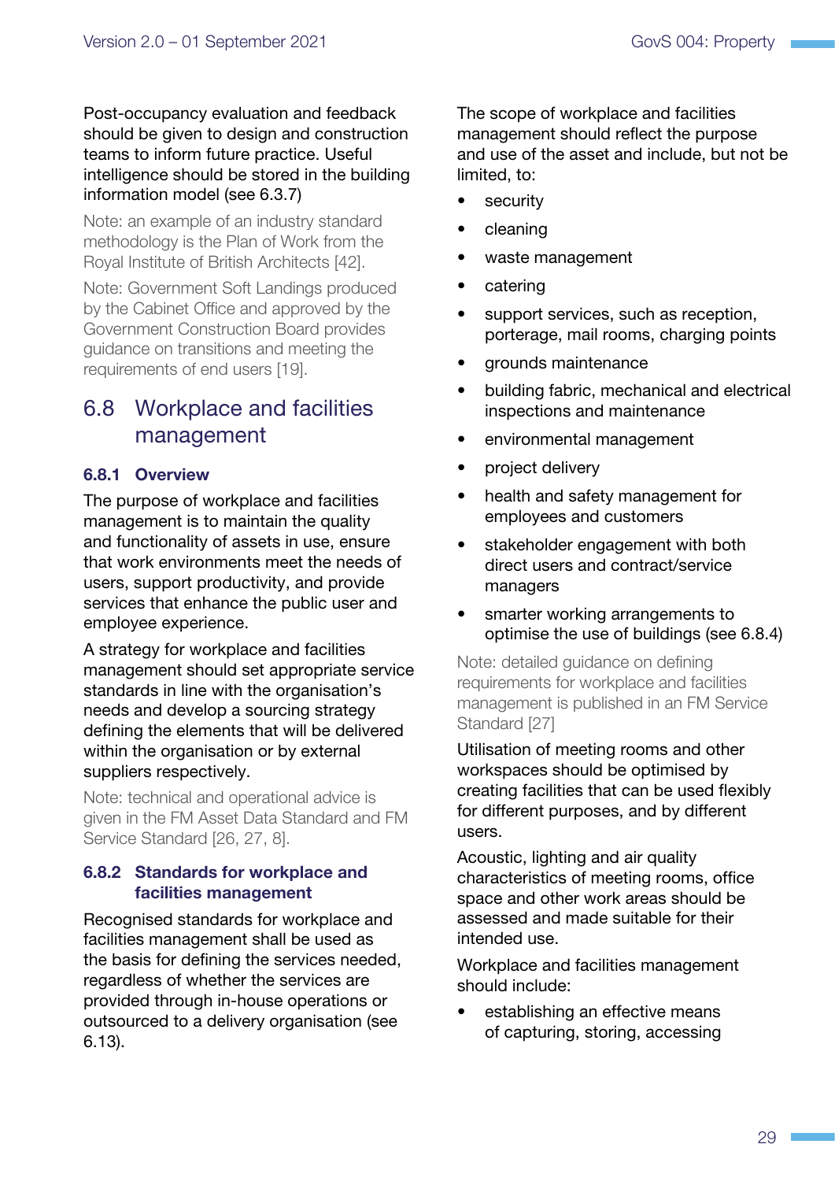Post-occupancy evaluation and feedback should be given to design and construction teams to inform future practice. Useful intelligence should be stored in the building information model (see 6.3.7)

Note: an example of an industry standard methodology is the Plan of Work from the Royal Institute of British Architects [42].

Note: Government Soft Landings produced by the Cabinet Office and approved by the Government Construction Board provides guidance on transitions and meeting the requirements of end users [19].

## 6.8 Workplace and facilities management

### 6.8.1 Overview

The purpose of workplace and facilities management is to maintain the quality and functionality of assets in use, ensure that work environments meet the needs of users, support productivity, and provide services that enhance the public user and employee experience.

A strategy for workplace and facilities management should set appropriate service standards in line with the organisation's needs and develop a sourcing strategy defining the elements that will be delivered within the organisation or by external suppliers respectively.

Note: technical and operational advice is given in the FM Asset Data Standard and FM Service Standard [26, 27, 8].

### 6.8.2 Standards for workplace and facilities management

Recognised standards for workplace and facilities management shall be used as the basis for defining the services needed, regardless of whether the services are provided through in-house operations or outsourced to a delivery organisation (see 6.13).

The scope of workplace and facilities management should reflect the purpose and use of the asset and include, but not be limited, to:

- security
- cleaning
- waste management
- catering
- support services, such as reception, porterage, mail rooms, charging points
- grounds maintenance
- building fabric, mechanical and electrical inspections and maintenance
- environmental management
- project delivery
- health and safety management for employees and customers
- stakeholder engagement with both direct users and contract/service managers
- smarter working arrangements to optimise the use of buildings (see 6.8.4)

Note: detailed guidance on defining requirements for workplace and facilities management is published in an FM Service Standard [27]

Utilisation of meeting rooms and other workspaces should be optimised by creating facilities that can be used flexibly for different purposes, and by different users.

Acoustic, lighting and air quality characteristics of meeting rooms, office space and other work areas should be assessed and made suitable for their intended use.

Workplace and facilities management should include:

- establishing an effective means of capturing, storing, accessing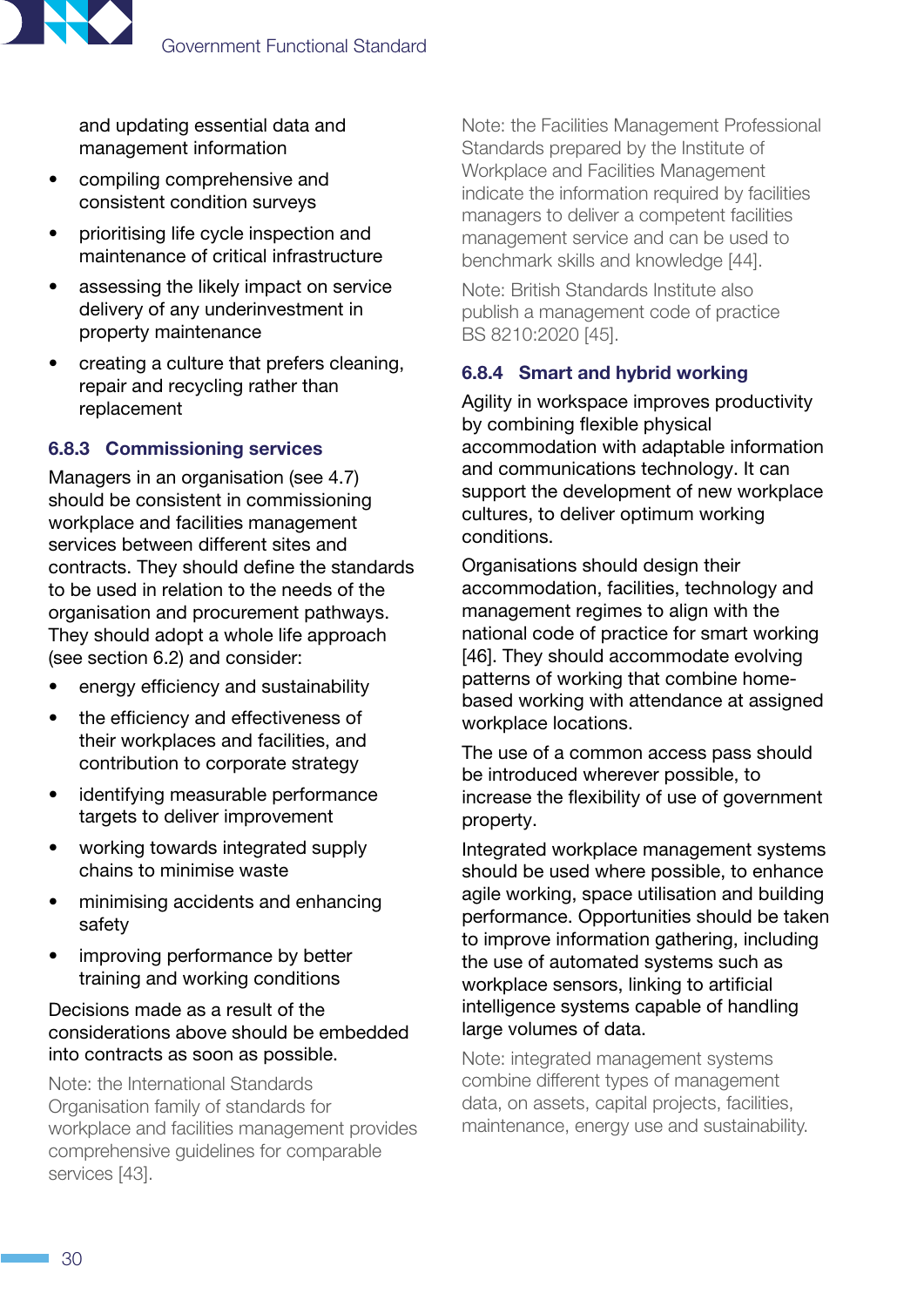and updating essential data and management information

- compiling comprehensive and consistent condition surveys
- prioritising life cycle inspection and maintenance of critical infrastructure
- assessing the likely impact on service delivery of any underinvestment in property maintenance
- creating a culture that prefers cleaning, repair and recycling rather than replacement

### 6.8.3 Commissioning services

Managers in an organisation (see 4.7) should be consistent in commissioning workplace and facilities management services between different sites and contracts. They should define the standards to be used in relation to the needs of the organisation and procurement pathways. They should adopt a whole life approach (see section 6.2) and consider:

- energy efficiency and sustainability
- the efficiency and effectiveness of their workplaces and facilities, and contribution to corporate strategy
- identifying measurable performance targets to deliver improvement
- working towards integrated supply chains to minimise waste
- minimising accidents and enhancing safety
- improving performance by better training and working conditions

Decisions made as a result of the considerations above should be embedded into contracts as soon as possible.

Note: the International Standards Organisation family of standards for workplace and facilities management provides comprehensive guidelines for comparable services [43].

Note: the Facilities Management Professional Standards prepared by the Institute of Workplace and Facilities Management indicate the information required by facilities managers to deliver a competent facilities management service and can be used to benchmark skills and knowledge [44].

Note: British Standards Institute also publish a management code of practice BS 8210:2020 [45].

### 6.8.4 Smart and hybrid working

Agility in workspace improves productivity by combining flexible physical accommodation with adaptable information and communications technology. It can support the development of new workplace cultures, to deliver optimum working conditions.

Organisations should design their accommodation, facilities, technology and management regimes to align with the national code of practice for smart working [46]. They should accommodate evolving patterns of working that combine home-based working with attendance at assigned workplace locations.

The use of a common access pass should be introduced wherever possible, to increase the flexibility of use of government property.

Integrated workplace management systems should be used where possible, to enhance agile working, space utilisation and building performance. Opportunities should be taken to improve information gathering, including the use of automated systems such as workplace sensors, linking to artificial intelligence systems capable of handling large volumes of data.

Note: integrated management systems combine different types of management data, on assets, capital projects, facilities, maintenance, energy use and sustainability.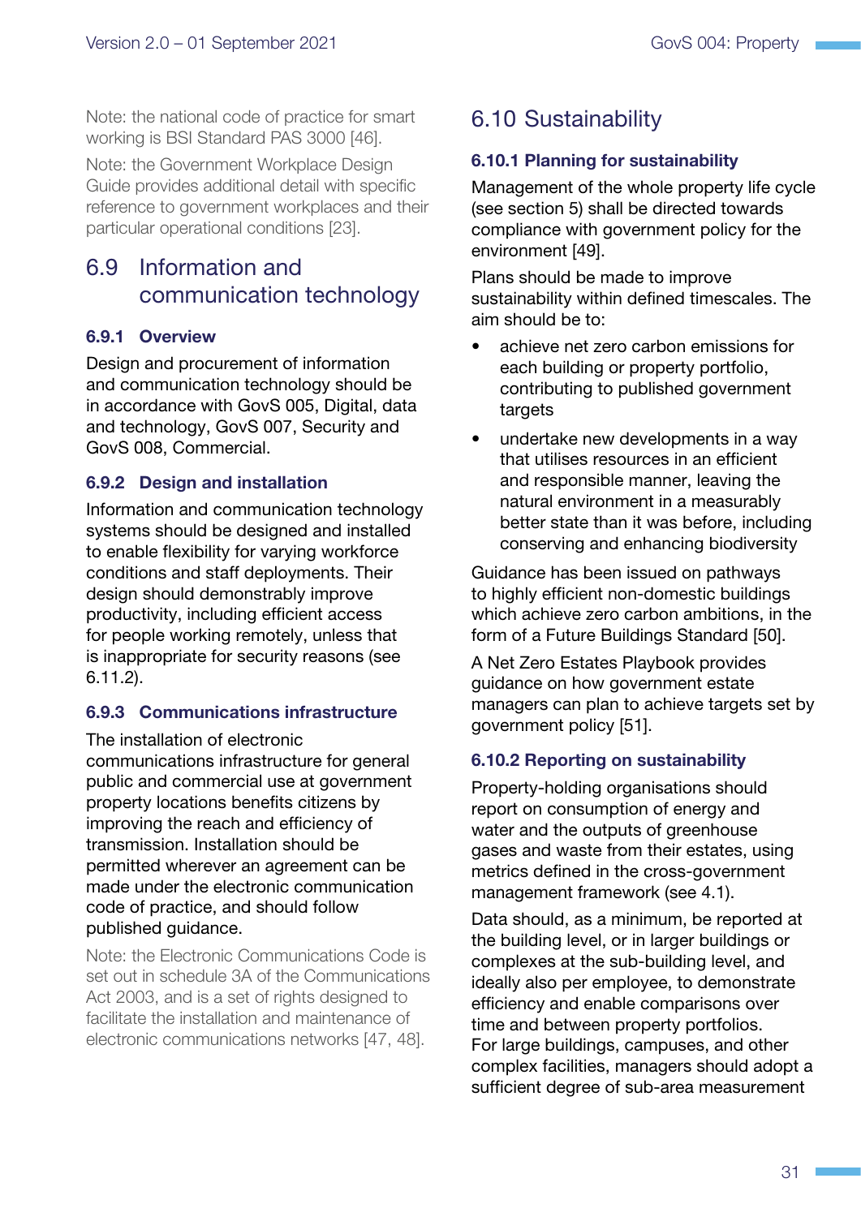Note: the national code of practice for smart working is BSI Standard PAS 3000 [46].

Note: the Government Workplace Design Guide provides additional detail with specific reference to government workplaces and their particular operational conditions [23].

## 6.9 Information and communication technology

### 6.9.1 Overview

Design and procurement of information and communication technology should be in accordance with GovS 005, Digital, data and technology, GovS 007, Security and GovS 008, Commercial.

### 6.9.2 Design and installation

Information and communication technology systems should be designed and installed to enable flexibility for varying workforce conditions and staff deployments. Their design should demonstrably improve productivity, including efficient access for people working remotely, unless that is inappropriate for security reasons (see 6.11.2).

### 6.9.3 Communications infrastructure

The installation of electronic communications infrastructure for general public and commercial use at government property locations benefits citizens by improving the reach and efficiency of transmission. Installation should be permitted wherever an agreement can be made under the electronic communication code of practice, and should follow published guidance.

Note: the Electronic Communications Code is set out in schedule 3A of the Communications Act 2003, and is a set of rights designed to facilitate the installation and maintenance of electronic communications networks [47, 48].

## 6.10 Sustainability

### 6.10.1 Planning for sustainability

Management of the whole property life cycle (see section 5) shall be directed towards compliance with government policy for the environment [49].

Plans should be made to improve sustainability within defined timescales. The aim should be to:

- achieve net zero carbon emissions for each building or property portfolio, contributing to published government targets
- undertake new developments in a way that utilises resources in an efficient and responsible manner, leaving the natural environment in a measurably better state than it was before, including conserving and enhancing biodiversity

Guidance has been issued on pathways to highly efficient non-domestic buildings which achieve zero carbon ambitions, in the form of a Future Buildings Standard [50].

A Net Zero Estates Playbook provides guidance on how government estate managers can plan to achieve targets set by government policy [51].

### 6.10.2 Reporting on sustainability

Property-holding organisations should report on consumption of energy and water and the outputs of greenhouse gases and waste from their estates, using metrics defined in the cross-government management framework (see 4.1).

Data should, as a minimum, be reported at the building level, or in larger buildings or complexes at the sub-building level, and ideally also per employee, to demonstrate efficiency and enable comparisons over time and between property portfolios. For large buildings, campuses, and other complex facilities, managers should adopt a sufficient degree of sub-area measurement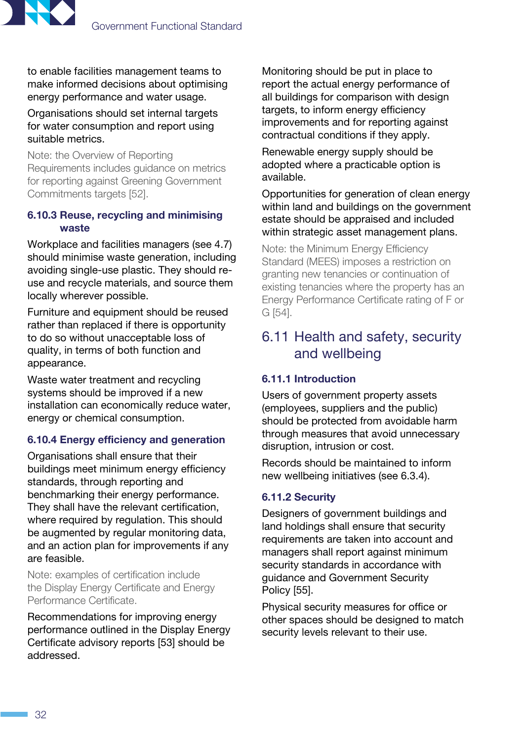to enable facilities management teams to make informed decisions about optimising energy performance and water usage.

Organisations should set internal targets for water consumption and report using suitable metrics.

Note: the Overview of Reporting Requirements includes guidance on metrics for reporting against Greening Government Commitments targets [52].

### 6.10.3 Reuse, recycling and minimising waste

Workplace and facilities managers (see 4.7) should minimise waste generation, including avoiding single-use plastic. They should re-use and recycle materials, and source them locally wherever possible.

Furniture and equipment should be reused rather than replaced if there is opportunity to do so without unacceptable loss of quality, in terms of both function and appearance.

Waste water treatment and recycling systems should be improved if a new installation can economically reduce water, energy or chemical consumption.

### 6.10.4 Energy efficiency and generation

Organisations shall ensure that their buildings meet minimum energy efficiency standards, through reporting and benchmarking their energy performance. They shall have the relevant certification, where required by regulation. This should be augmented by regular monitoring data, and an action plan for improvements if any are feasible.

Note: examples of certification include the Display Energy Certificate and Energy Performance Certificate.

Recommendations for improving energy performance outlined in the Display Energy Certificate advisory reports [53] should be addressed.

Monitoring should be put in place to report the actual energy performance of all buildings for comparison with design targets, to inform energy efficiency improvements and for reporting against contractual conditions if they apply.

Renewable energy supply should be adopted where a practicable option is available.

Opportunities for generation of clean energy within land and buildings on the government estate should be appraised and included within strategic asset management plans.

Note: the Minimum Energy Efficiency Standard (MEES) imposes a restriction on granting new tenancies or continuation of existing tenancies where the property has an Energy Performance Certificate rating of F or G [54].

## 6.11 Health and safety, security and wellbeing

### 6.11.1 Introduction

Users of government property assets (employees, suppliers and the public) should be protected from avoidable harm through measures that avoid unnecessary disruption, intrusion or cost.

Records should be maintained to inform new wellbeing initiatives (see 6.3.4).

### 6.11.2 Security

Designers of government buildings and land holdings shall ensure that security requirements are taken into account and managers shall report against minimum security standards in accordance with guidance and Government Security Policy [55].

Physical security measures for office or other spaces should be designed to match security levels relevant to their use.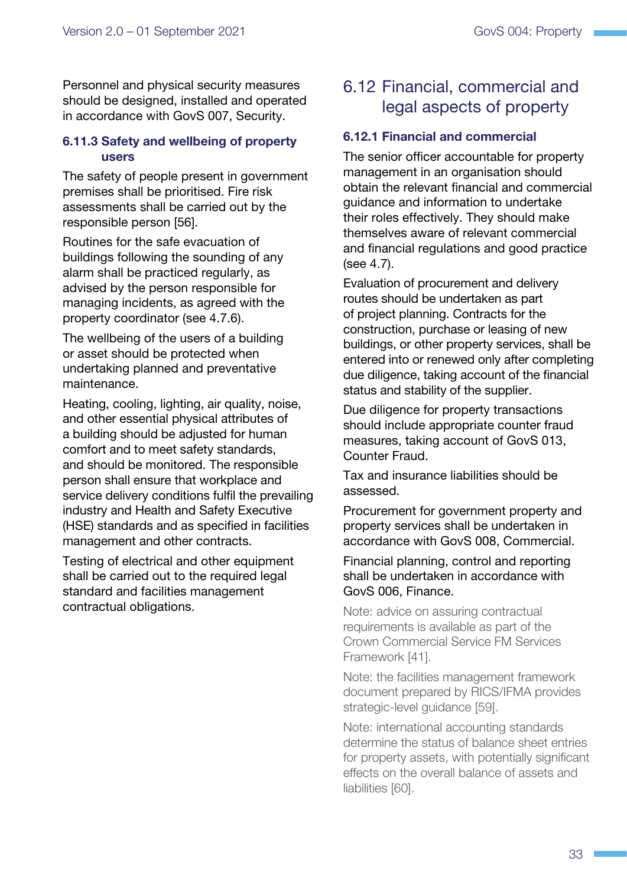Personnel and physical security measures should be designed, installed and operated in accordance with GovS 007, Security.

### 6.11.3 Safety and wellbeing of property users

The safety of people present in government premises shall be prioritised. Fire risk assessments shall be carried out by the responsible person [56].

Routines for the safe evacuation of buildings following the sounding of any alarm shall be practiced regularly, as advised by the person responsible for managing incidents, as agreed with the property coordinator (see 4.7.6).

The wellbeing of the users of a building or asset should be protected when undertaking planned and preventative maintenance.

Heating, cooling, lighting, air quality, noise, and other essential physical attributes of a building should be adjusted for human comfort and to meet safety standards, and should be monitored. The responsible person shall ensure that workplace and service delivery conditions fulfil the prevailing industry and Health and Safety Executive (HSE) standards and as specified in facilities management and other contracts.

Testing of electrical and other equipment shall be carried out to the required legal standard and facilities management contractual obligations.

## 6.12 Financial, commercial and legal aspects of property

### 6.12.1 Financial and commercial

The senior officer accountable for property management in an organisation should obtain the relevant financial and commercial guidance and information to undertake their roles effectively. They should make themselves aware of relevant commercial and financial regulations and good practice (see 4.7).

Evaluation of procurement and delivery routes should be undertaken as part of project planning. Contracts for the construction, purchase or leasing of new buildings, or other property services, shall be entered into or renewed only after completing due diligence, taking account of the financial status and stability of the supplier.

Due diligence for property transactions should include appropriate counter fraud measures, taking account of GovS 013, Counter Fraud.

Tax and insurance liabilities should be assessed.

Procurement for government property and property services shall be undertaken in accordance with GovS 008, Commercial.

Financial planning, control and reporting shall be undertaken in accordance with GovS 006, Finance.

Note: advice on assuring contractual requirements is available as part of the Crown Commercial Service FM Services Framework [41].

Note: the facilities management framework document prepared by RICS/IFMA provides strategic-level guidance [59].

Note: international accounting standards determine the status of balance sheet entries for property assets, with potentially significant effects on the overall balance of assets and liabilities [60].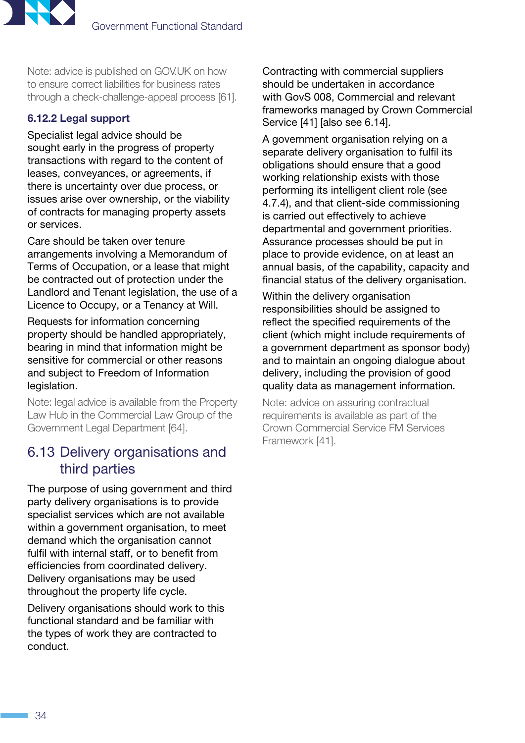Note: advice is published on GOV.UK on how to ensure correct liabilities for business rates through a check-challenge-appeal process [61].

### 6.12.2 Legal support

Specialist legal advice should be sought early in the progress of property transactions with regard to the content of leases, conveyances, or agreements, if there is uncertainty over due process, or issues arise over ownership, or the viability of contracts for managing property assets or services.

Care should be taken over tenure arrangements involving a Memorandum of Terms of Occupation, or a lease that might be contracted out of protection under the Landlord and Tenant legislation, the use of a Licence to Occupy, or a Tenancy at Will.

Requests for information concerning property should be handled appropriately, bearing in mind that information might be sensitive for commercial or other reasons and subject to Freedom of Information legislation.

Note: legal advice is available from the Property Law Hub in the Commercial Law Group of the Government Legal Department [64].

## 6.13 Delivery organisations and third parties

The purpose of using government and third party delivery organisations is to provide specialist services which are not available within a government organisation, to meet demand which the organisation cannot fulfil with internal staff, or to benefit from efficiencies from coordinated delivery. Delivery organisations may be used throughout the property life cycle.

Delivery organisations should work to this functional standard and be familiar with the types of work they are contracted to conduct.

Contracting with commercial suppliers should be undertaken in accordance with GovS 008, Commercial and relevant frameworks managed by Crown Commercial Service [41] [also see 6.14].

A government organisation relying on a separate delivery organisation to fulfil its obligations should ensure that a good working relationship exists with those performing its intelligent client role (see 4.7.4), and that client-side commissioning is carried out effectively to achieve departmental and government priorities. Assurance processes should be put in place to provide evidence, on at least an annual basis, of the capability, capacity and financial status of the delivery organisation.

Within the delivery organisation responsibilities should be assigned to reflect the specified requirements of the client (which might include requirements of a government department as sponsor body) and to maintain an ongoing dialogue about delivery, including the provision of good quality data as management information.

Note: advice on assuring contractual requirements is available as part of the Crown Commercial Service FM Services Framework [41].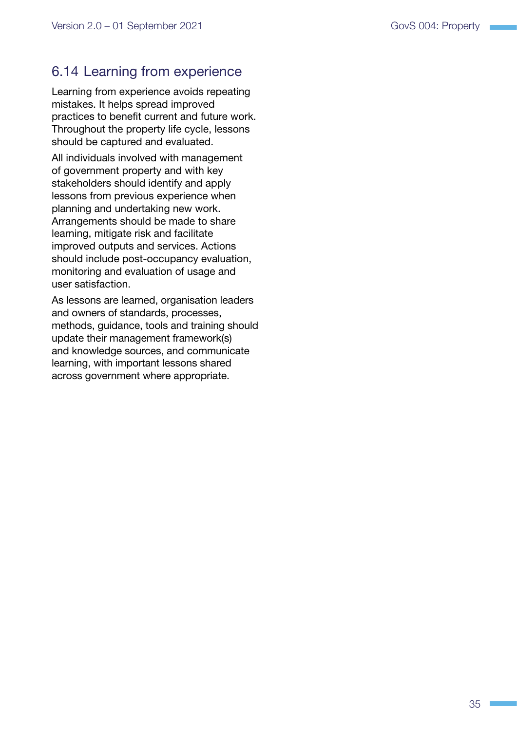## 6.14 Learning from experience

Learning from experience avoids repeating mistakes. It helps spread improved practices to benefit current and future work. Throughout the property life cycle, lessons should be captured and evaluated.

All individuals involved with management of government property and with key stakeholders should identify and apply lessons from previous experience when planning and undertaking new work. Arrangements should be made to share learning, mitigate risk and facilitate improved outputs and services. Actions should include post-occupancy evaluation, monitoring and evaluation of usage and user satisfaction.

As lessons are learned, organisation leaders and owners of standards, processes, methods, guidance, tools and training should update their management framework(s) and knowledge sources, and communicate learning, with important lessons shared across government where appropriate.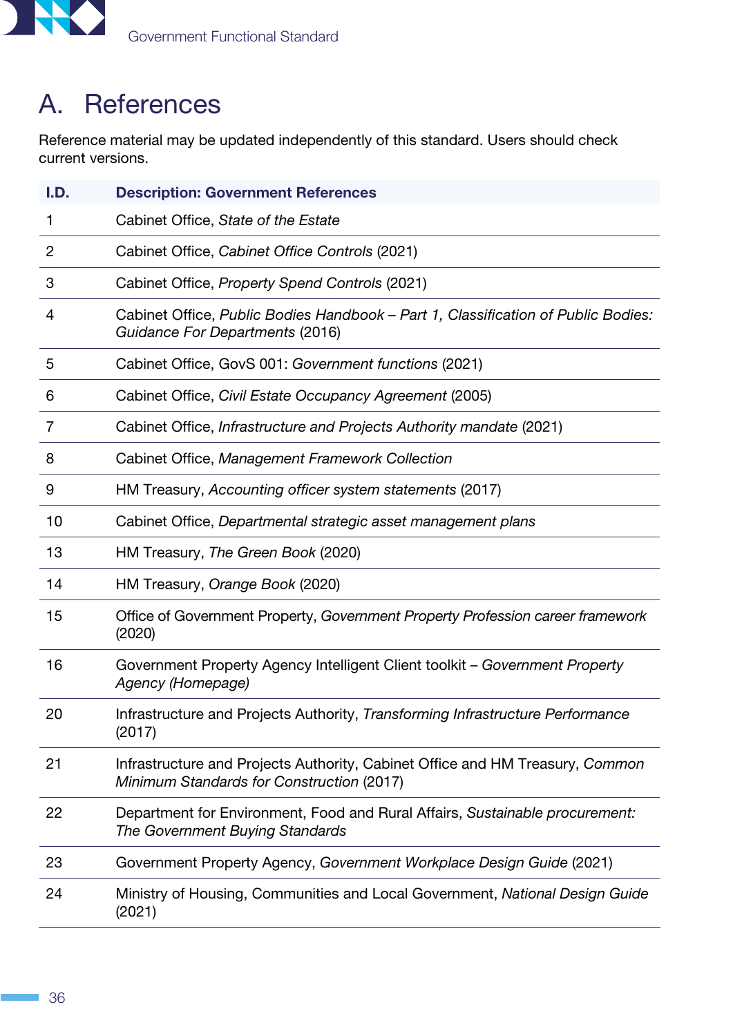# A. References

Reference material may be updated independently of this standard. Users should check current versions.

| I.D. | Description: Government References |
|---|---|
| 1 | Cabinet Office, *State of the Estate* |
| 2 | Cabinet Office, *Cabinet Office Controls* (2021) |
| 3 | Cabinet Office, *Property Spend Controls* (2021) |
| 4 | Cabinet Office, *Public Bodies Handbook – Part 1, Classification of Public Bodies: Guidance For Departments* (2016) |
| 5 | Cabinet Office, GovS 001: *Government functions* (2021) |
| 6 | Cabinet Office, *Civil Estate Occupancy Agreement* (2005) |
| 7 | Cabinet Office, *Infrastructure and Projects Authority mandate* (2021) |
| 8 | Cabinet Office, *Management Framework Collection* |
| 9 | HM Treasury, *Accounting officer system statements* (2017) |
| 10 | Cabinet Office, *Departmental strategic asset management plans* |
| 13 | HM Treasury, *The Green Book* (2020) |
| 14 | HM Treasury, *Orange Book* (2020) |
| 15 | Office of Government Property, *Government Property Profession career framework* (2020) |
| 16 | Government Property Agency Intelligent Client toolkit – *Government Property Agency (Homepage)* |
| 20 | Infrastructure and Projects Authority, *Transforming Infrastructure Performance* (2017) |
| 21 | Infrastructure and Projects Authority, Cabinet Office and HM Treasury, *Common Minimum Standards for Construction* (2017) |
| 22 | Department for Environment, Food and Rural Affairs, *Sustainable procurement: The Government Buying Standards* |
| 23 | Government Property Agency, *Government Workplace Design Guide* (2021) |
| 24 | Ministry of Housing, Communities and Local Government, *National Design Guide* (2021) |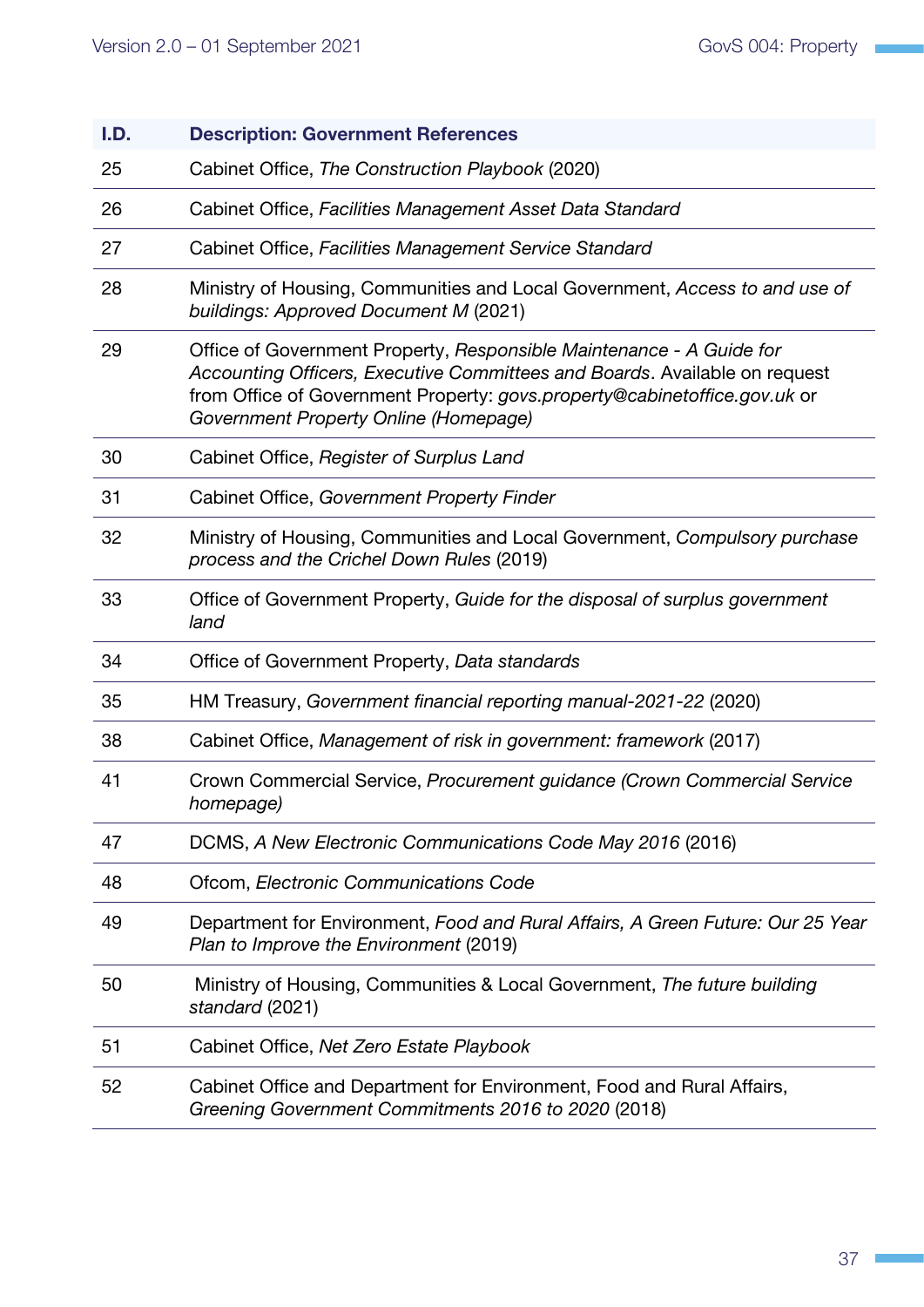| I.D. | Description: Government References |
|---|---|
| 25 | Cabinet Office, *The Construction Playbook* (2020) |
| 26 | Cabinet Office, *Facilities Management Asset Data Standard* |
| 27 | Cabinet Office, *Facilities Management Service Standard* |
| 28 | Ministry of Housing, Communities and Local Government, *Access to and use of buildings: Approved Document M* (2021) |
| 29 | Office of Government Property, *Responsible Maintenance - A Guide for Accounting Officers, Executive Committees and Boards*. Available on request from Office of Government Property: *govs.property@cabinetoffice.gov.uk* or *Government Property Online (Homepage)* |
| 30 | Cabinet Office, *Register of Surplus Land* |
| 31 | Cabinet Office, *Government Property Finder* |
| 32 | Ministry of Housing, Communities and Local Government, *Compulsory purchase process and the Crichel Down Rules* (2019) |
| 33 | Office of Government Property, *Guide for the disposal of surplus government land* |
| 34 | Office of Government Property, *Data standards* |
| 35 | HM Treasury, *Government financial reporting manual-2021-22* (2020) |
| 38 | Cabinet Office, *Management of risk in government: framework* (2017) |
| 41 | Crown Commercial Service, *Procurement guidance (Crown Commercial Service homepage)* |
| 47 | DCMS, *A New Electronic Communications Code May 2016* (2016) |
| 48 | Ofcom, *Electronic Communications Code* |
| 49 | Department for Environment, *Food and Rural Affairs, A Green Future: Our 25 Year Plan to Improve the Environment* (2019) |
| 50 | Ministry of Housing, Communities & Local Government, *The future building standard* (2021) |
| 51 | Cabinet Office, *Net Zero Estate Playbook* |
| 52 | Cabinet Office and Department for Environment, Food and Rural Affairs, *Greening Government Commitments 2016 to 2020* (2018) |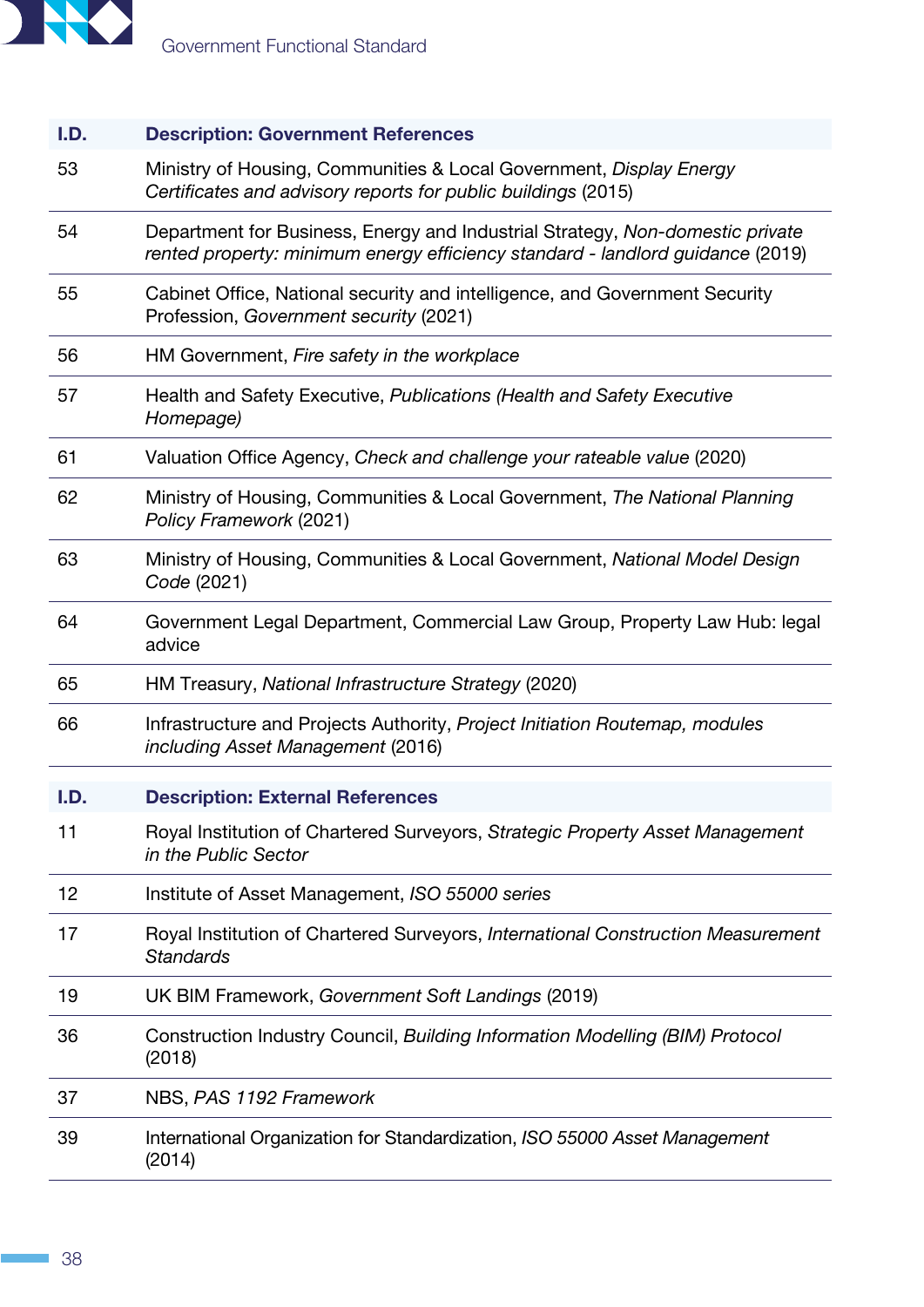| I.D. | Description: Government References |
|---|---|
| 53 | Ministry of Housing, Communities & Local Government, *Display Energy Certificates and advisory reports for public buildings* (2015) |
| 54 | Department for Business, Energy and Industrial Strategy, *Non-domestic private rented property: minimum energy efficiency standard - landlord guidance* (2019) |
| 55 | Cabinet Office, National security and intelligence, and Government Security Profession, *Government security* (2021) |
| 56 | HM Government, *Fire safety in the workplace* |
| 57 | Health and Safety Executive, *Publications (Health and Safety Executive Homepage)* |
| 61 | Valuation Office Agency, *Check and challenge your rateable value* (2020) |
| 62 | Ministry of Housing, Communities & Local Government, *The National Planning Policy Framework* (2021) |
| 63 | Ministry of Housing, Communities & Local Government, *National Model Design Code* (2021) |
| 64 | Government Legal Department, Commercial Law Group, Property Law Hub: legal advice |
| 65 | HM Treasury, *National Infrastructure Strategy* (2020) |
| 66 | Infrastructure and Projects Authority, *Project Initiation Routemap, modules including Asset Management* (2016) |

| I.D. | Description: External References |
|---|---|
| 11 | Royal Institution of Chartered Surveyors, *Strategic Property Asset Management in the Public Sector* |
| 12 | Institute of Asset Management, *ISO 55000 series* |
| 17 | Royal Institution of Chartered Surveyors, *International Construction Measurement Standards* |
| 19 | UK BIM Framework, *Government Soft Landings* (2019) |
| 36 | Construction Industry Council, *Building Information Modelling (BIM) Protocol* (2018) |
| 37 | NBS, *PAS 1192 Framework* |
| 39 | International Organization for Standardization, *ISO 55000 Asset Management* (2014) |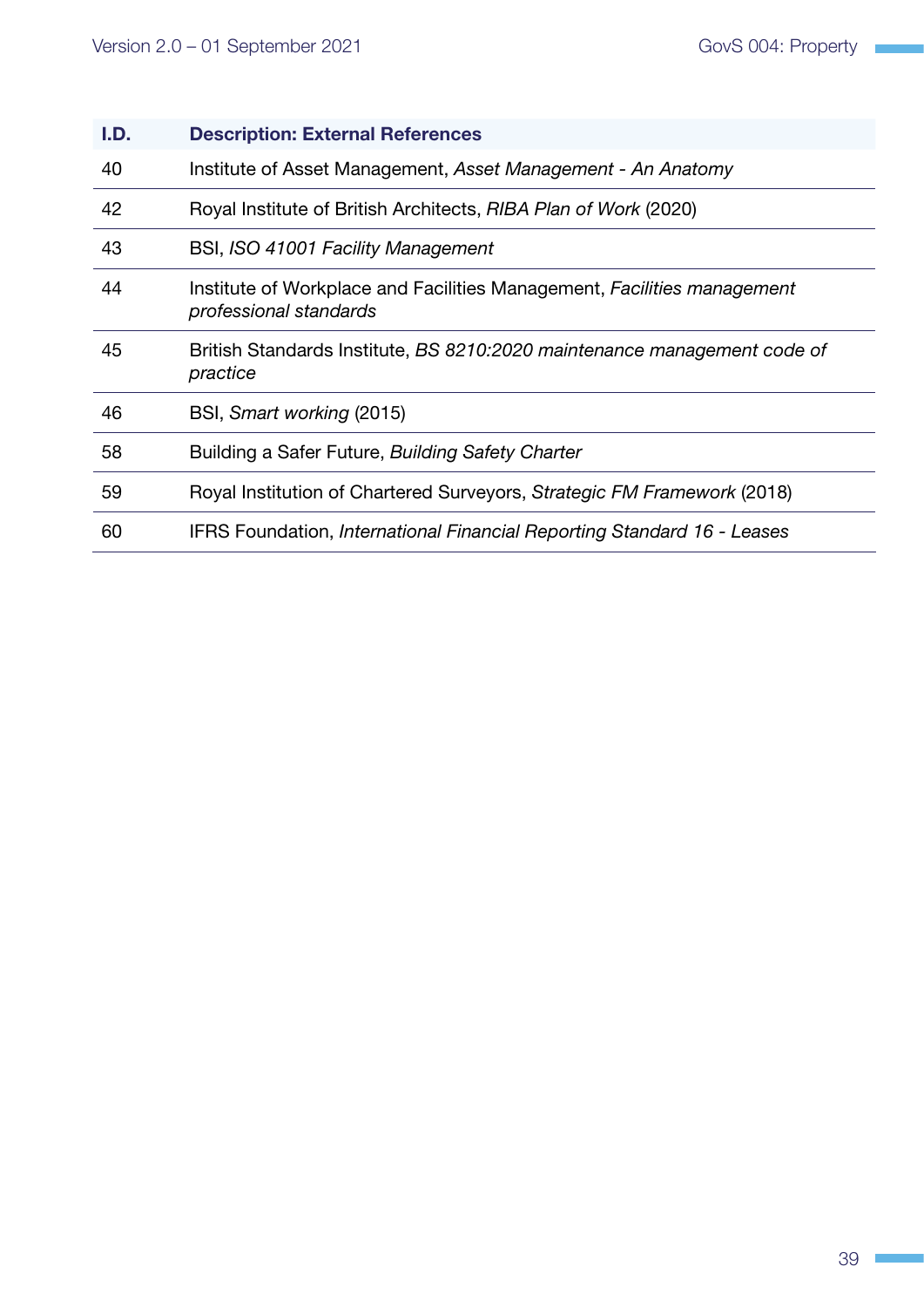| I.D. | Description: External References |
|---|---|
| 40 | Institute of Asset Management, *Asset Management - An Anatomy* |
| 42 | Royal Institute of British Architects, *RIBA Plan of Work* (2020) |
| 43 | BSI, *ISO 41001 Facility Management* |
| 44 | Institute of Workplace and Facilities Management, *Facilities management professional standards* |
| 45 | British Standards Institute, *BS 8210:2020 maintenance management code of practice* |
| 46 | BSI, *Smart working* (2015) |
| 58 | Building a Safer Future, *Building Safety Charter* |
| 59 | Royal Institution of Chartered Surveyors, *Strategic FM Framework* (2018) |
| 60 | IFRS Foundation, *International Financial Reporting Standard 16 - Leases* |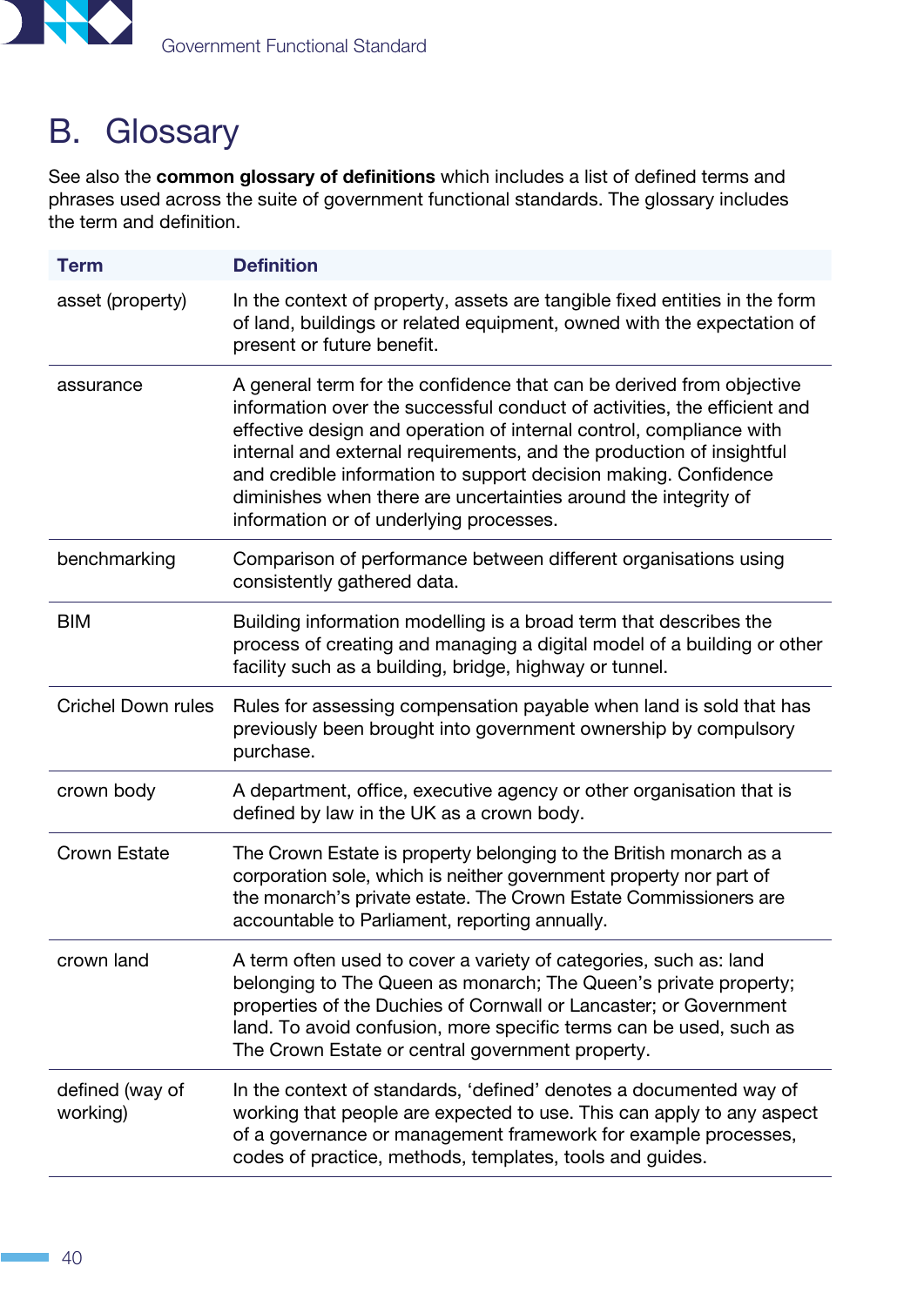# B. Glossary

See also the **common glossary of definitions** which includes a list of defined terms and phrases used across the suite of government functional standards. The glossary includes the term and definition.

| Term | Definition |
|---|---|
| asset (property) | In the context of property, assets are tangible fixed entities in the form of land, buildings or related equipment, owned with the expectation of present or future benefit. |
| assurance | A general term for the confidence that can be derived from objective information over the successful conduct of activities, the efficient and effective design and operation of internal control, compliance with internal and external requirements, and the production of insightful and credible information to support decision making. Confidence diminishes when there are uncertainties around the integrity of information or of underlying processes. |
| benchmarking | Comparison of performance between different organisations using consistently gathered data. |
| BIM | Building information modelling is a broad term that describes the process of creating and managing a digital model of a building or other facility such as a building, bridge, highway or tunnel. |
| Crichel Down rules | Rules for assessing compensation payable when land is sold that has previously been brought into government ownership by compulsory purchase. |
| crown body | A department, office, executive agency or other organisation that is defined by law in the UK as a crown body. |
| Crown Estate | The Crown Estate is property belonging to the British monarch as a corporation sole, which is neither government property nor part of the monarch's private estate. The Crown Estate Commissioners are accountable to Parliament, reporting annually. |
| crown land | A term often used to cover a variety of categories, such as: land belonging to The Queen as monarch; The Queen's private property; properties of the Duchies of Cornwall or Lancaster; or Government land. To avoid confusion, more specific terms can be used, such as The Crown Estate or central government property. |
| defined (way of working) | In the context of standards, 'defined' denotes a documented way of working that people are expected to use. This can apply to any aspect of a governance or management framework for example processes, codes of practice, methods, templates, tools and guides. |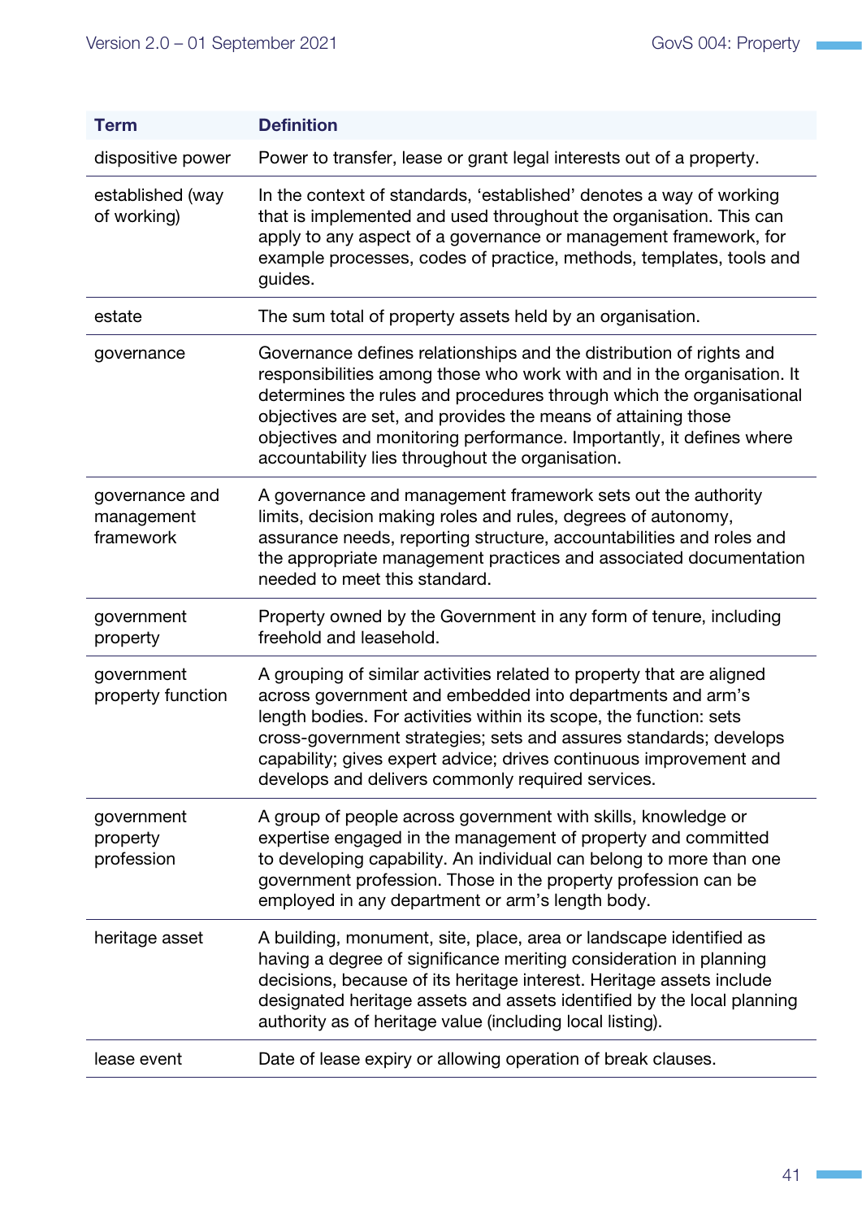| Term | Definition |
|---|---|
| dispositive power | Power to transfer, lease or grant legal interests out of a property. |
| established (way of working) | In the context of standards, 'established' denotes a way of working that is implemented and used throughout the organisation. This can apply to any aspect of a governance or management framework, for example processes, codes of practice, methods, templates, tools and guides. |
| estate | The sum total of property assets held by an organisation. |
| governance | Governance defines relationships and the distribution of rights and responsibilities among those who work with and in the organisation. It determines the rules and procedures through which the organisational objectives are set, and provides the means of attaining those objectives and monitoring performance. Importantly, it defines where accountability lies throughout the organisation. |
| governance and management framework | A governance and management framework sets out the authority limits, decision making roles and rules, degrees of autonomy, assurance needs, reporting structure, accountabilities and roles and the appropriate management practices and associated documentation needed to meet this standard. |
| government property | Property owned by the Government in any form of tenure, including freehold and leasehold. |
| government property function | A grouping of similar activities related to property that are aligned across government and embedded into departments and arm's length bodies. For activities within its scope, the function: sets cross-government strategies; sets and assures standards; develops capability; gives expert advice; drives continuous improvement and develops and delivers commonly required services. |
| government property profession | A group of people across government with skills, knowledge or expertise engaged in the management of property and committed to developing capability. An individual can belong to more than one government profession. Those in the property profession can be employed in any department or arm's length body. |
| heritage asset | A building, monument, site, place, area or landscape identified as having a degree of significance meriting consideration in planning decisions, because of its heritage interest. Heritage assets include designated heritage assets and assets identified by the local planning authority as of heritage value (including local listing). |
| lease event | Date of lease expiry or allowing operation of break clauses. |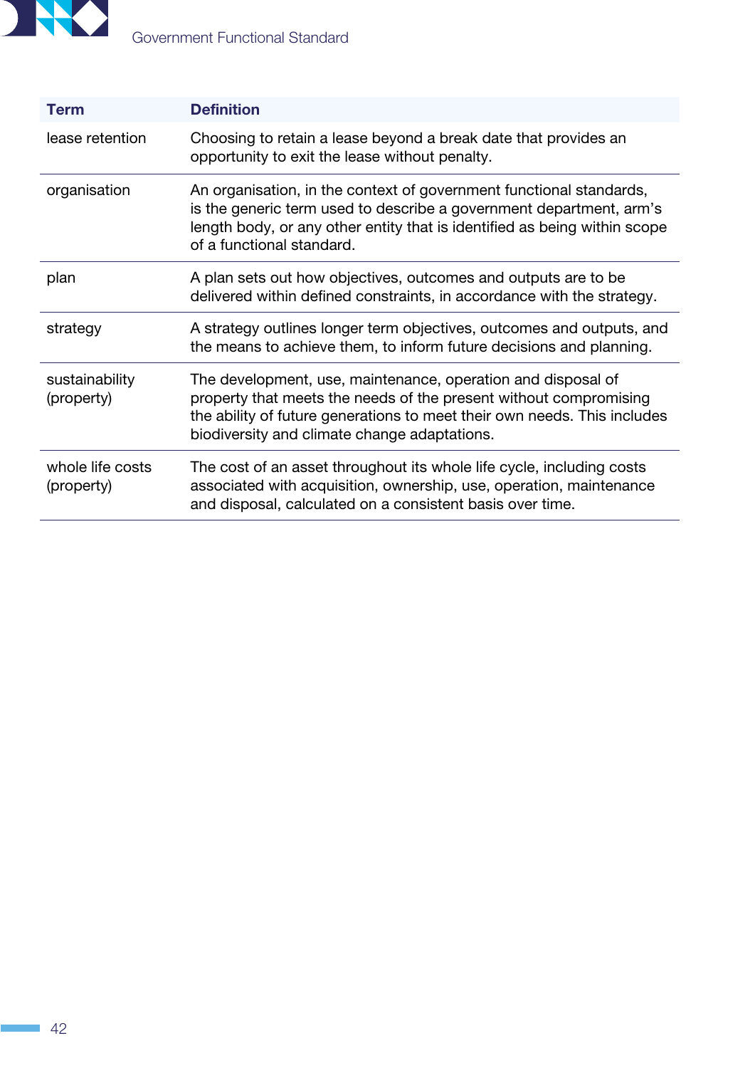| Term | Definition |
|---|---|
| lease retention | Choosing to retain a lease beyond a break date that provides an opportunity to exit the lease without penalty. |
| organisation | An organisation, in the context of government functional standards, is the generic term used to describe a government department, arm's length body, or any other entity that is identified as being within scope of a functional standard. |
| plan | A plan sets out how objectives, outcomes and outputs are to be delivered within defined constraints, in accordance with the strategy. |
| strategy | A strategy outlines longer term objectives, outcomes and outputs, and the means to achieve them, to inform future decisions and planning. |
| sustainability (property) | The development, use, maintenance, operation and disposal of property that meets the needs of the present without compromising the ability of future generations to meet their own needs. This includes biodiversity and climate change adaptations. |
| whole life costs (property) | The cost of an asset throughout its whole life cycle, including costs associated with acquisition, ownership, use, operation, maintenance and disposal, calculated on a consistent basis over time. |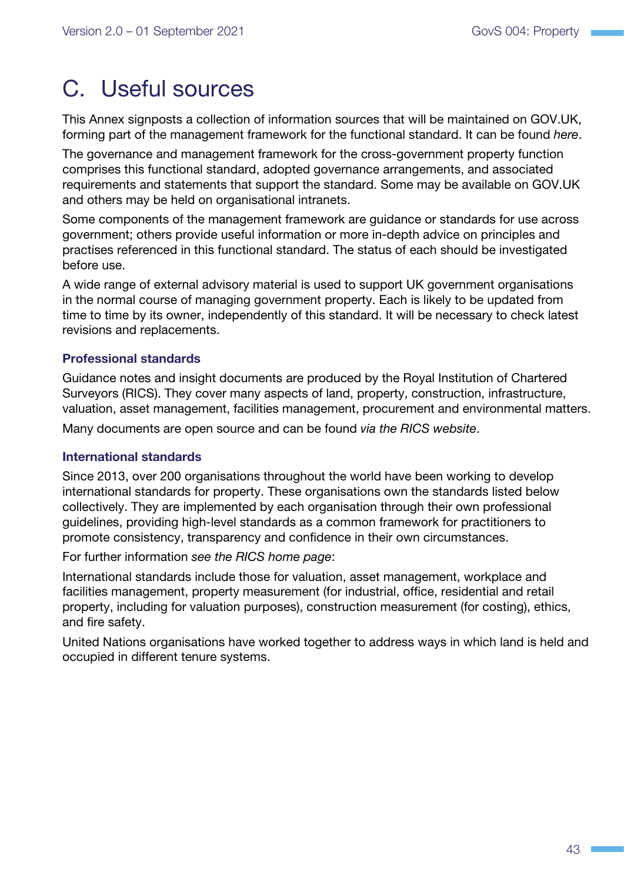# C. Useful sources

This Annex signposts a collection of information sources that will be maintained on GOV.UK, forming part of the management framework for the functional standard. It can be found *here*.

The governance and management framework for the cross-government property function comprises this functional standard, adopted governance arrangements, and associated requirements and statements that support the standard. Some may be available on GOV.UK and others may be held on organisational intranets.

Some components of the management framework are guidance or standards for use across government; others provide useful information or more in-depth advice on principles and practises referenced in this functional standard. The status of each should be investigated before use.

A wide range of external advisory material is used to support UK government organisations in the normal course of managing government property. Each is likely to be updated from time to time by its owner, independently of this standard. It will be necessary to check latest revisions and replacements.

### Professional standards

Guidance notes and insight documents are produced by the Royal Institution of Chartered Surveyors (RICS). They cover many aspects of land, property, construction, infrastructure, valuation, asset management, facilities management, procurement and environmental matters.

Many documents are open source and can be found *via the RICS website*.

### International standards

Since 2013, over 200 organisations throughout the world have been working to develop international standards for property. These organisations own the standards listed below collectively. They are implemented by each organisation through their own professional guidelines, providing high-level standards as a common framework for practitioners to promote consistency, transparency and confidence in their own circumstances.

For further information *see the RICS home page*:

International standards include those for valuation, asset management, workplace and facilities management, property measurement (for industrial, office, residential and retail property, including for valuation purposes), construction measurement (for costing), ethics, and fire safety.

United Nations organisations have worked together to address ways in which land is held and occupied in different tenure systems.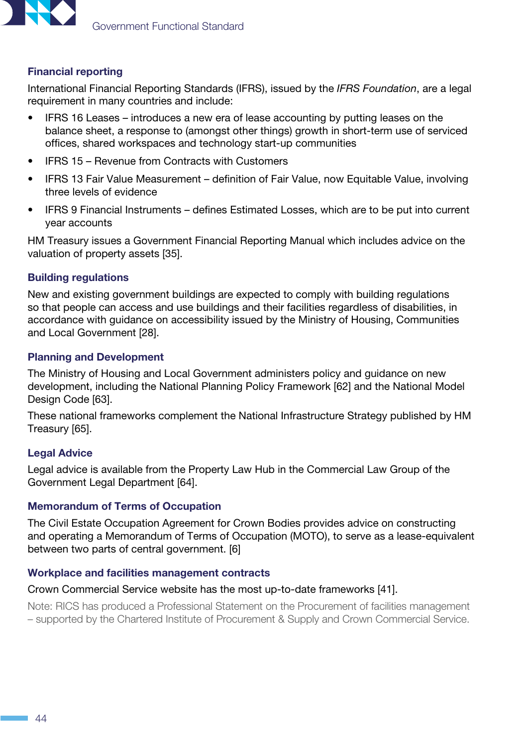### Financial reporting

International Financial Reporting Standards (IFRS), issued by the *IFRS Foundation*, are a legal requirement in many countries and include:

- IFRS 16 Leases – introduces a new era of lease accounting by putting leases on the balance sheet, a response to (amongst other things) growth in short-term use of serviced offices, shared workspaces and technology start-up communities
- IFRS 15 – Revenue from Contracts with Customers
- IFRS 13 Fair Value Measurement – definition of Fair Value, now Equitable Value, involving three levels of evidence
- IFRS 9 Financial Instruments – defines Estimated Losses, which are to be put into current year accounts

HM Treasury issues a Government Financial Reporting Manual which includes advice on the valuation of property assets [35].

### Building regulations

New and existing government buildings are expected to comply with building regulations so that people can access and use buildings and their facilities regardless of disabilities, in accordance with guidance on accessibility issued by the Ministry of Housing, Communities and Local Government [28].

### Planning and Development

The Ministry of Housing and Local Government administers policy and guidance on new development, including the National Planning Policy Framework [62] and the National Model Design Code [63].

These national frameworks complement the National Infrastructure Strategy published by HM Treasury [65].

### Legal Advice

Legal advice is available from the Property Law Hub in the Commercial Law Group of the Government Legal Department [64].

### Memorandum of Terms of Occupation

The Civil Estate Occupation Agreement for Crown Bodies provides advice on constructing and operating a Memorandum of Terms of Occupation (MOTO), to serve as a lease-equivalent between two parts of central government. [6]

### Workplace and facilities management contracts

Crown Commercial Service website has the most up-to-date frameworks [41].

Note: RICS has produced a Professional Statement on the Procurement of facilities management – supported by the Chartered Institute of Procurement & Supply and Crown Commercial Service.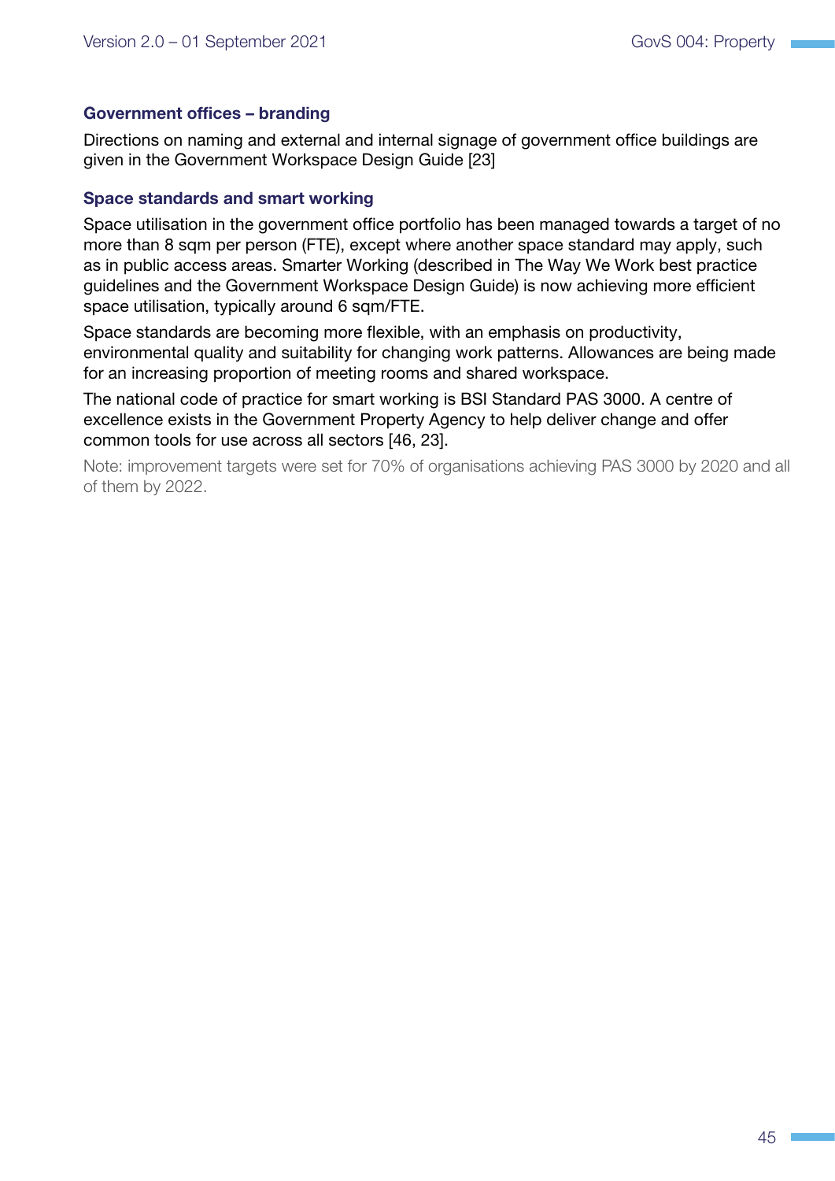#### Government offices – branding

Directions on naming and external and internal signage of government office buildings are given in the Government Workspace Design Guide [23]

#### Space standards and smart working

Space utilisation in the government office portfolio has been managed towards a target of no more than 8 sqm per person (FTE), except where another space standard may apply, such as in public access areas. Smarter Working (described in The Way We Work best practice guidelines and the Government Workspace Design Guide) is now achieving more efficient space utilisation, typically around 6 sqm/FTE.

Space standards are becoming more flexible, with an emphasis on productivity, environmental quality and suitability for changing work patterns. Allowances are being made for an increasing proportion of meeting rooms and shared workspace.

The national code of practice for smart working is BSI Standard PAS 3000. A centre of excellence exists in the Government Property Agency to help deliver change and offer common tools for use across all sectors [46, 23].

Note: improvement targets were set for 70% of organisations achieving PAS 3000 by 2020 and all of them by 2022.